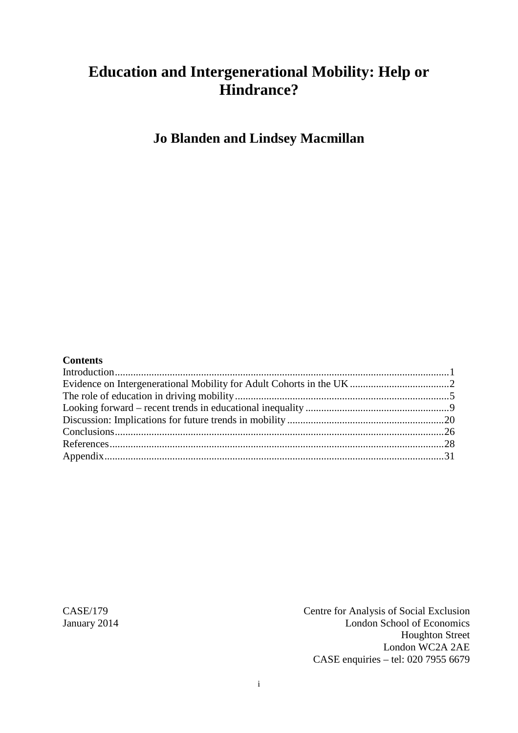# Education and Intergenerational Mobility: Help or Hindrance?

## Jo Blanden and Lindsey Macmillan

**Contents**

Introduction....................................................................................................................1
Evidence on Intergenerational Mobility for Adult Cohorts in the UK......................................2
The role of education in driving mobility..................................................................................5
Looking forward – recent trends in educational inequality .......................................................9
Discussion: Implications for future trends in mobility ............................................................20
Conclusions.............................................................................................................................26
References...............................................................................................................................28
Appendix.................................................................................................................................31

CASE/179
January 2014

Centre for Analysis of Social Exclusion
London School of Economics
Houghton Street
London WC2A 2AE
CASE enquiries – tel: 020 7955 6679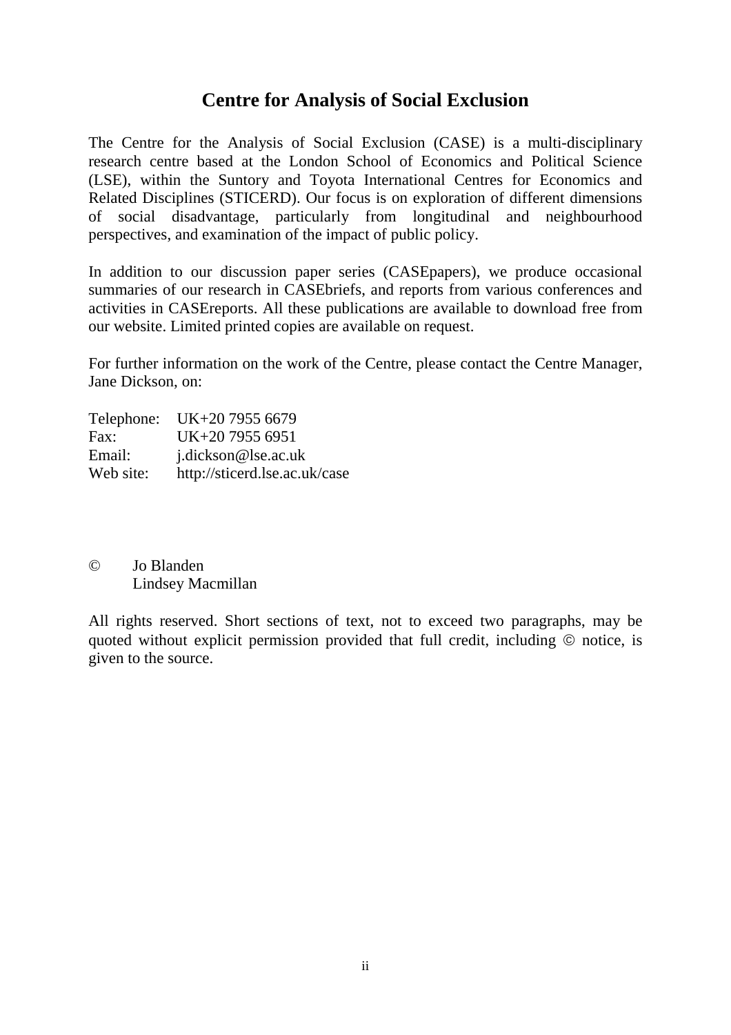# Centre for Analysis of Social Exclusion

The Centre for the Analysis of Social Exclusion (CASE) is a multi-disciplinary research centre based at the London School of Economics and Political Science (LSE), within the Suntory and Toyota International Centres for Economics and Related Disciplines (STICERD). Our focus is on exploration of different dimensions of social disadvantage, particularly from longitudinal and neighbourhood perspectives, and examination of the impact of public policy.

In addition to our discussion paper series (CASEpapers), we produce occasional summaries of our research in CASEbriefs, and reports from various conferences and activities in CASEreports. All these publications are available to download free from our website. Limited printed copies are available on request.

For further information on the work of the Centre, please contact the Centre Manager, Jane Dickson, on:

| | |
|---|---|
| Telephone: | UK+20 7955 6679 |
| Fax: | UK+20 7955 6951 |
| Email: | j.dickson@lse.ac.uk |
| Web site: | http://sticerd.lse.ac.uk/case |

© Jo Blanden
Lindsey Macmillan

All rights reserved. Short sections of text, not to exceed two paragraphs, may be quoted without explicit permission provided that full credit, including © notice, is given to the source.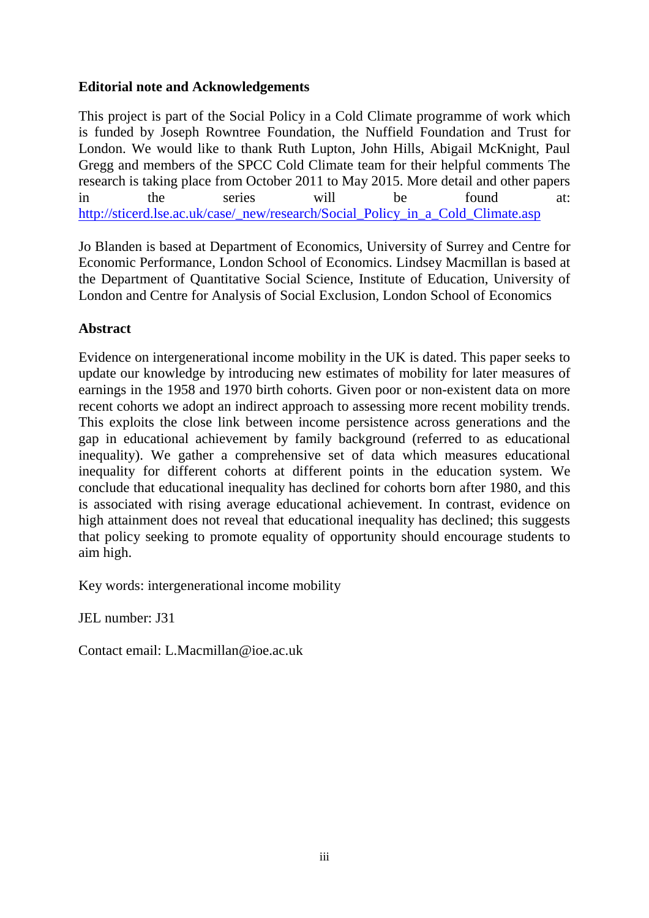**Editorial note and Acknowledgements**

This project is part of the Social Policy in a Cold Climate programme of work which is funded by Joseph Rowntree Foundation, the Nuffield Foundation and Trust for London. We would like to thank Ruth Lupton, John Hills, Abigail McKnight, Paul Gregg and members of the SPCC Cold Climate team for their helpful comments The research is taking place from October 2011 to May 2015. More detail and other papers in the series will be found at: http://sticerd.lse.ac.uk/case/_new/research/Social_Policy_in_a_Cold_Climate.asp

Jo Blanden is based at Department of Economics, University of Surrey and Centre for Economic Performance, London School of Economics. Lindsey Macmillan is based at the Department of Quantitative Social Science, Institute of Education, University of London and Centre for Analysis of Social Exclusion, London School of Economics

**Abstract**

Evidence on intergenerational income mobility in the UK is dated. This paper seeks to update our knowledge by introducing new estimates of mobility for later measures of earnings in the 1958 and 1970 birth cohorts. Given poor or non-existent data on more recent cohorts we adopt an indirect approach to assessing more recent mobility trends. This exploits the close link between income persistence across generations and the gap in educational achievement by family background (referred to as educational inequality). We gather a comprehensive set of data which measures educational inequality for different cohorts at different points in the education system. We conclude that educational inequality has declined for cohorts born after 1980, and this is associated with rising average educational achievement. In contrast, evidence on high attainment does not reveal that educational inequality has declined; this suggests that policy seeking to promote equality of opportunity should encourage students to aim high.

Key words: intergenerational income mobility

JEL number: J31

Contact email: L.Macmillan@ioe.ac.uk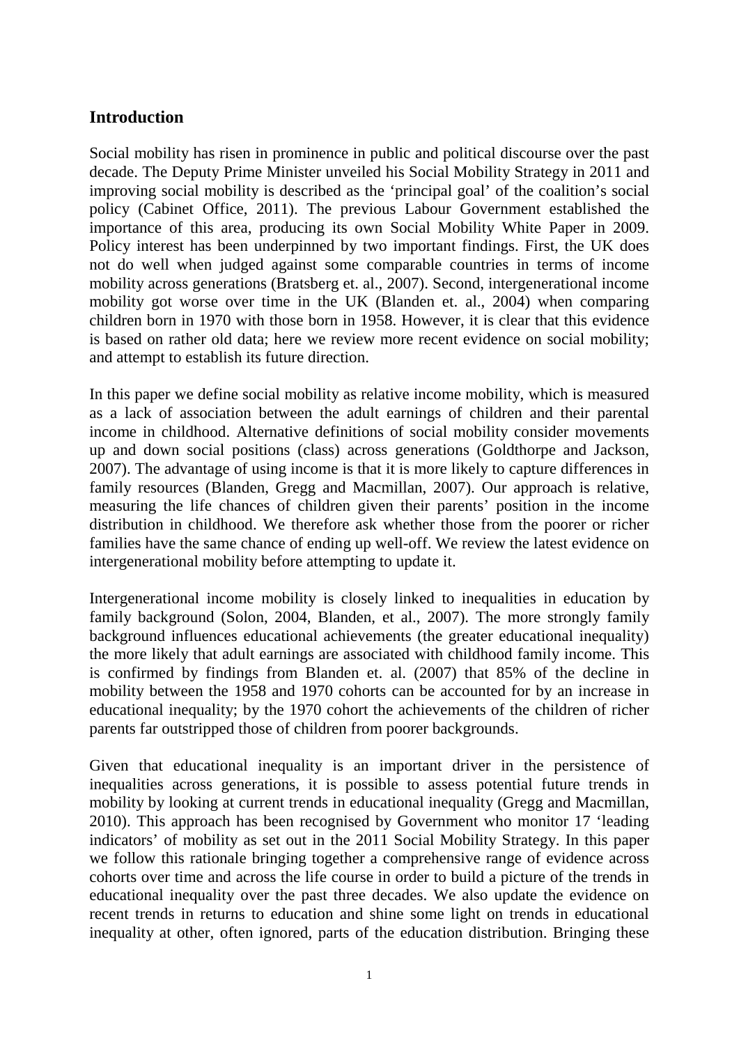## Introduction

Social mobility has risen in prominence in public and political discourse over the past decade. The Deputy Prime Minister unveiled his Social Mobility Strategy in 2011 and improving social mobility is described as the 'principal goal' of the coalition's social policy (Cabinet Office, 2011). The previous Labour Government established the importance of this area, producing its own Social Mobility White Paper in 2009. Policy interest has been underpinned by two important findings. First, the UK does not do well when judged against some comparable countries in terms of income mobility across generations (Bratsberg et. al., 2007). Second, intergenerational income mobility got worse over time in the UK (Blanden et. al., 2004) when comparing children born in 1970 with those born in 1958. However, it is clear that this evidence is based on rather old data; here we review more recent evidence on social mobility; and attempt to establish its future direction.

In this paper we define social mobility as relative income mobility, which is measured as a lack of association between the adult earnings of children and their parental income in childhood. Alternative definitions of social mobility consider movements up and down social positions (class) across generations (Goldthorpe and Jackson, 2007). The advantage of using income is that it is more likely to capture differences in family resources (Blanden, Gregg and Macmillan, 2007). Our approach is relative, measuring the life chances of children given their parents' position in the income distribution in childhood. We therefore ask whether those from the poorer or richer families have the same chance of ending up well-off. We review the latest evidence on intergenerational mobility before attempting to update it.

Intergenerational income mobility is closely linked to inequalities in education by family background (Solon, 2004, Blanden, et al., 2007). The more strongly family background influences educational achievements (the greater educational inequality) the more likely that adult earnings are associated with childhood family income. This is confirmed by findings from Blanden et. al. (2007) that 85% of the decline in mobility between the 1958 and 1970 cohorts can be accounted for by an increase in educational inequality; by the 1970 cohort the achievements of the children of richer parents far outstripped those of children from poorer backgrounds.

Given that educational inequality is an important driver in the persistence of inequalities across generations, it is possible to assess potential future trends in mobility by looking at current trends in educational inequality (Gregg and Macmillan, 2010). This approach has been recognised by Government who monitor 17 'leading indicators' of mobility as set out in the 2011 Social Mobility Strategy. In this paper we follow this rationale bringing together a comprehensive range of evidence across cohorts over time and across the life course in order to build a picture of the trends in educational inequality over the past three decades. We also update the evidence on recent trends in returns to education and shine some light on trends in educational inequality at other, often ignored, parts of the education distribution. Bringing these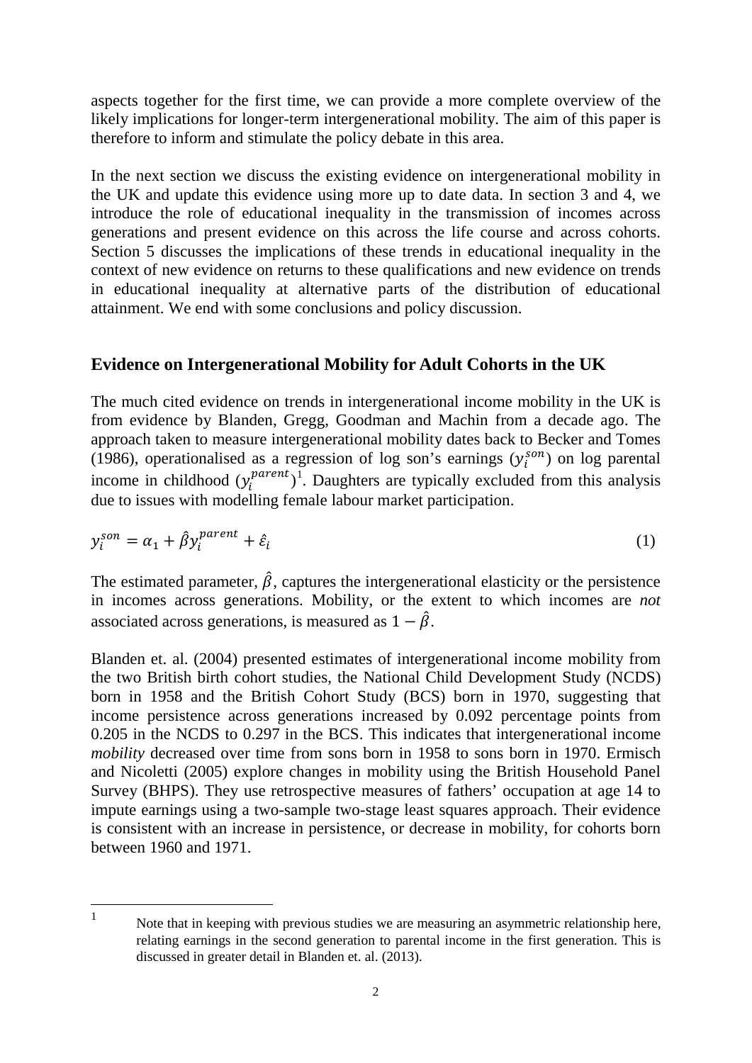aspects together for the first time, we can provide a more complete overview of the likely implications for longer-term intergenerational mobility. The aim of this paper is therefore to inform and stimulate the policy debate in this area.

In the next section we discuss the existing evidence on intergenerational mobility in the UK and update this evidence using more up to date data. In section 3 and 4, we introduce the role of educational inequality in the transmission of incomes across generations and present evidence on this across the life course and across cohorts. Section 5 discusses the implications of these trends in educational inequality in the context of new evidence on returns to these qualifications and new evidence on trends in educational inequality at alternative parts of the distribution of educational attainment. We end with some conclusions and policy discussion.

## Evidence on Intergenerational Mobility for Adult Cohorts in the UK

The much cited evidence on trends in intergenerational income mobility in the UK is from evidence by Blanden, Gregg, Goodman and Machin from a decade ago. The approach taken to measure intergenerational mobility dates back to Becker and Tomes (1986), operationalised as a regression of log son's earnings ($y_i^{son}$) on log parental income in childhood ($y_i^{parent}$)[1]. Daughters are typically excluded from this analysis due to issues with modelling female labour market participation.

$$y_i^{son} = \alpha_1 + \hat{\beta} y_i^{parent} + \hat{\varepsilon}_i \tag{1}$$

The estimated parameter, $\hat{\beta}$, captures the intergenerational elasticity or the persistence in incomes across generations. Mobility, or the extent to which incomes are *not* associated across generations, is measured as $1 - \hat{\beta}$.

Blanden et. al. (2004) presented estimates of intergenerational income mobility from the two British birth cohort studies, the National Child Development Study (NCDS) born in 1958 and the British Cohort Study (BCS) born in 1970, suggesting that income persistence across generations increased by 0.092 percentage points from 0.205 in the NCDS to 0.297 in the BCS. This indicates that intergenerational income *mobility* decreased over time from sons born in 1958 to sons born in 1970. Ermisch and Nicoletti (2005) explore changes in mobility using the British Household Panel Survey (BHPS). They use retrospective measures of fathers' occupation at age 14 to impute earnings using a two-sample two-stage least squares approach. Their evidence is consistent with an increase in persistence, or decrease in mobility, for cohorts born between 1960 and 1971.

[1] Note that in keeping with previous studies we are measuring an asymmetric relationship here, relating earnings in the second generation to parental income in the first generation. This is discussed in greater detail in Blanden et. al. (2013).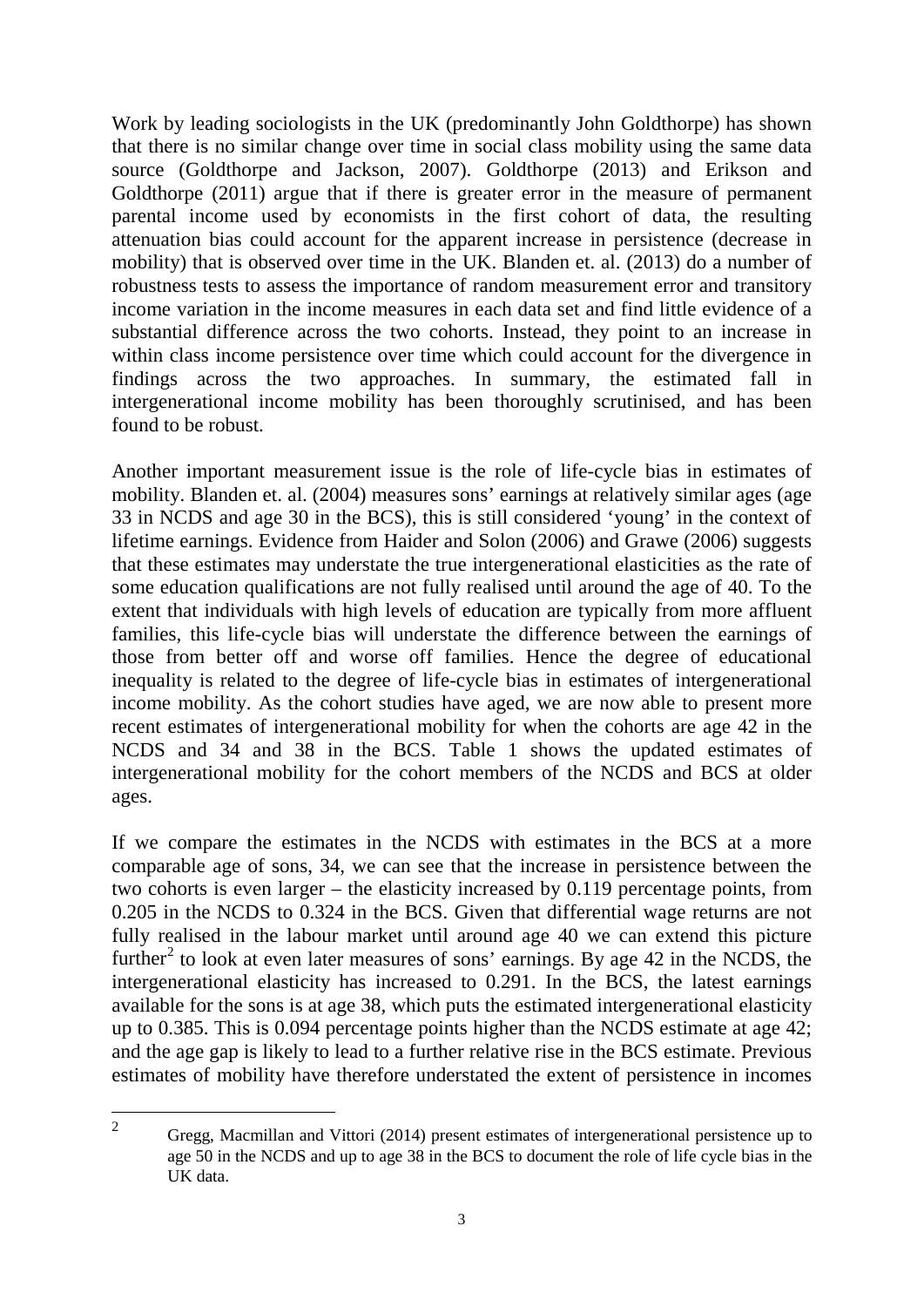Work by leading sociologists in the UK (predominantly John Goldthorpe) has shown that there is no similar change over time in social class mobility using the same data source (Goldthorpe and Jackson, 2007). Goldthorpe (2013) and Erikson and Goldthorpe (2011) argue that if there is greater error in the measure of permanent parental income used by economists in the first cohort of data, the resulting attenuation bias could account for the apparent increase in persistence (decrease in mobility) that is observed over time in the UK. Blanden et. al. (2013) do a number of robustness tests to assess the importance of random measurement error and transitory income variation in the income measures in each data set and find little evidence of a substantial difference across the two cohorts. Instead, they point to an increase in within class income persistence over time which could account for the divergence in findings across the two approaches. In summary, the estimated fall in intergenerational income mobility has been thoroughly scrutinised, and has been found to be robust.

Another important measurement issue is the role of life-cycle bias in estimates of mobility. Blanden et. al. (2004) measures sons' earnings at relatively similar ages (age 33 in NCDS and age 30 in the BCS), this is still considered 'young' in the context of lifetime earnings. Evidence from Haider and Solon (2006) and Grawe (2006) suggests that these estimates may understate the true intergenerational elasticities as the rate of some education qualifications are not fully realised until around the age of 40. To the extent that individuals with high levels of education are typically from more affluent families, this life-cycle bias will understate the difference between the earnings of those from better off and worse off families. Hence the degree of educational inequality is related to the degree of life-cycle bias in estimates of intergenerational income mobility. As the cohort studies have aged, we are now able to present more recent estimates of intergenerational mobility for when the cohorts are age 42 in the NCDS and 34 and 38 in the BCS. Table 1 shows the updated estimates of intergenerational mobility for the cohort members of the NCDS and BCS at older ages.

If we compare the estimates in the NCDS with estimates in the BCS at a more comparable age of sons, 34, we can see that the increase in persistence between the two cohorts is even larger – the elasticity increased by 0.119 percentage points, from 0.205 in the NCDS to 0.324 in the BCS. Given that differential wage returns are not fully realised in the labour market until around age 40 we can extend this picture further[2] to look at even later measures of sons' earnings. By age 42 in the NCDS, the intergenerational elasticity has increased to 0.291. In the BCS, the latest earnings available for the sons is at age 38, which puts the estimated intergenerational elasticity up to 0.385. This is 0.094 percentage points higher than the NCDS estimate at age 42; and the age gap is likely to lead to a further relative rise in the BCS estimate. Previous estimates of mobility have therefore understated the extent of persistence in incomes

[2] Gregg, Macmillan and Vittori (2014) present estimates of intergenerational persistence up to age 50 in the NCDS and up to age 38 in the BCS to document the role of life cycle bias in the UK data.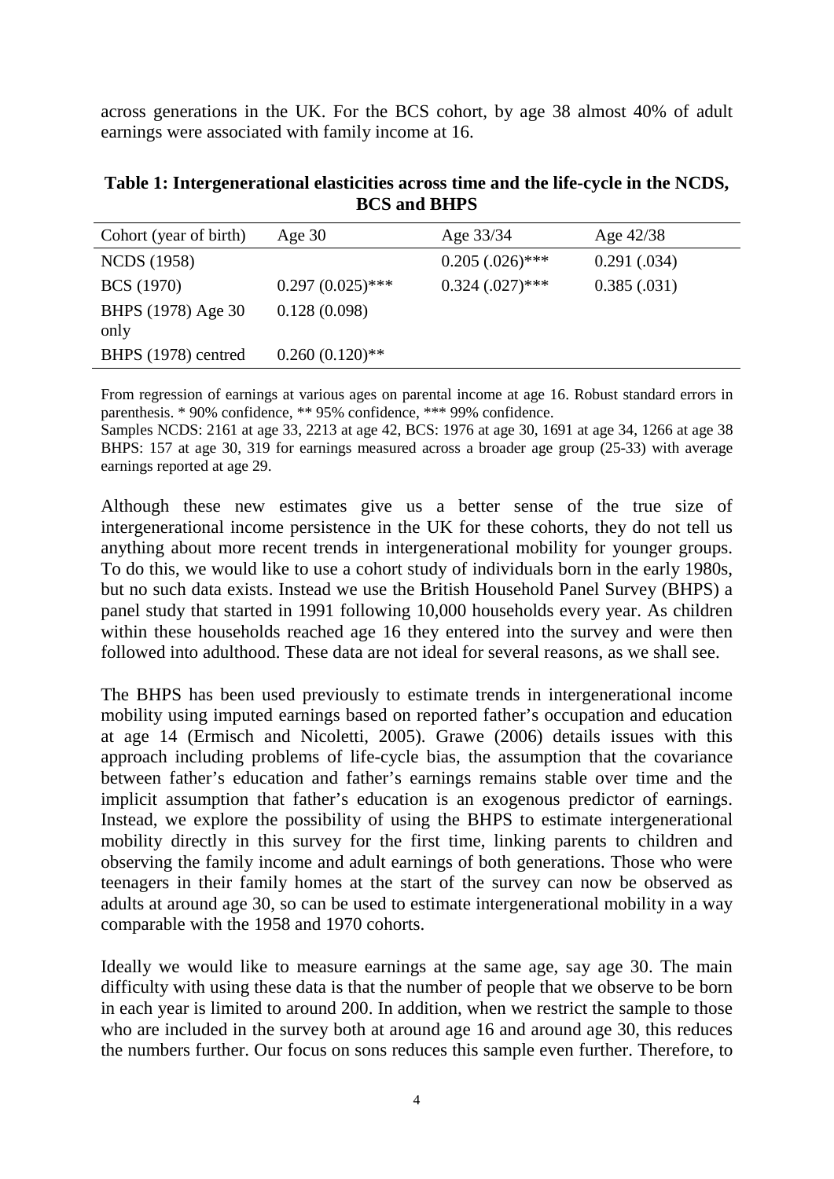across generations in the UK. For the BCS cohort, by age 38 almost 40% of adult earnings were associated with family income at 16.

**Table 1: Intergenerational elasticities across time and the life-cycle in the NCDS, BCS and BHPS**

| Cohort (year of birth) | Age 30 | Age 33/34 | Age 42/38 |
|---|---|---|---|
| NCDS (1958) | | 0.205 (.026)*** | 0.291 (.034) |
| BCS (1970) | 0.297 (0.025)*** | 0.324 (.027)*** | 0.385 (.031) |
| BHPS (1978) Age 30 only | 0.128 (0.098) | | |
| BHPS (1978) centred | 0.260 (0.120)** | | |

From regression of earnings at various ages on parental income at age 16. Robust standard errors in parenthesis. * 90% confidence, ** 95% confidence, *** 99% confidence.
Samples NCDS: 2161 at age 33, 2213 at age 42, BCS: 1976 at age 30, 1691 at age 34, 1266 at age 38 BHPS: 157 at age 30, 319 for earnings measured across a broader age group (25-33) with average earnings reported at age 29.

Although these new estimates give us a better sense of the true size of intergenerational income persistence in the UK for these cohorts, they do not tell us anything about more recent trends in intergenerational mobility for younger groups. To do this, we would like to use a cohort study of individuals born in the early 1980s, but no such data exists. Instead we use the British Household Panel Survey (BHPS) a panel study that started in 1991 following 10,000 households every year. As children within these households reached age 16 they entered into the survey and were then followed into adulthood. These data are not ideal for several reasons, as we shall see.

The BHPS has been used previously to estimate trends in intergenerational income mobility using imputed earnings based on reported father's occupation and education at age 14 (Ermisch and Nicoletti, 2005). Grawe (2006) details issues with this approach including problems of life-cycle bias, the assumption that the covariance between father's education and father's earnings remains stable over time and the implicit assumption that father's education is an exogenous predictor of earnings. Instead, we explore the possibility of using the BHPS to estimate intergenerational mobility directly in this survey for the first time, linking parents to children and observing the family income and adult earnings of both generations. Those who were teenagers in their family homes at the start of the survey can now be observed as adults at around age 30, so can be used to estimate intergenerational mobility in a way comparable with the 1958 and 1970 cohorts.

Ideally we would like to measure earnings at the same age, say age 30. The main difficulty with using these data is that the number of people that we observe to be born in each year is limited to around 200. In addition, when we restrict the sample to those who are included in the survey both at around age 16 and around age 30, this reduces the numbers further. Our focus on sons reduces this sample even further. Therefore, to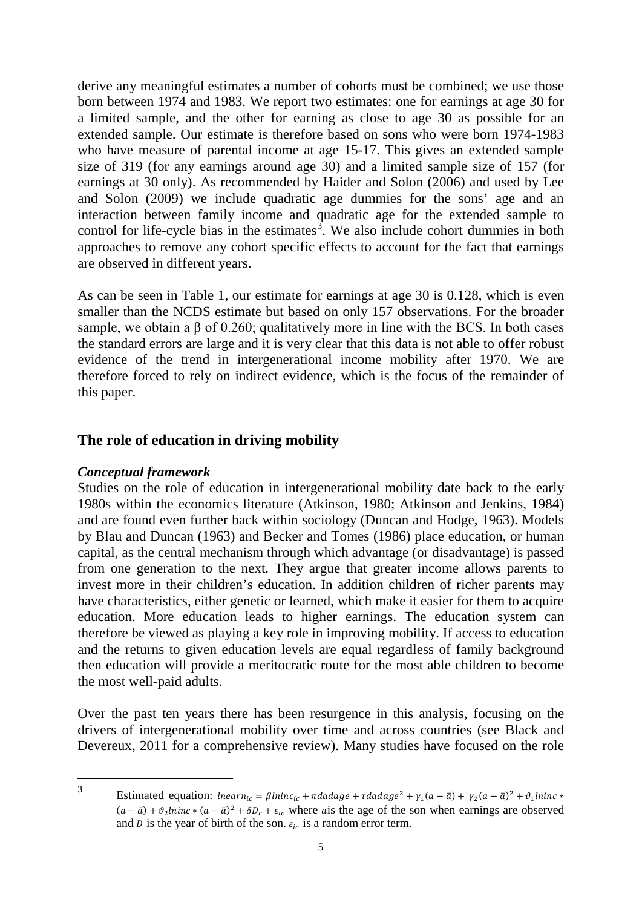derive any meaningful estimates a number of cohorts must be combined; we use those born between 1974 and 1983. We report two estimates: one for earnings at age 30 for a limited sample, and the other for earning as close to age 30 as possible for an extended sample. Our estimate is therefore based on sons who were born 1974-1983 who have measure of parental income at age 15-17. This gives an extended sample size of 319 (for any earnings around age 30) and a limited sample size of 157 (for earnings at 30 only). As recommended by Haider and Solon (2006) and used by Lee and Solon (2009) we include quadratic age dummies for the sons' age and an interaction between family income and quadratic age for the extended sample to control for life-cycle bias in the estimates[3]. We also include cohort dummies in both approaches to remove any cohort specific effects to account for the fact that earnings are observed in different years.

As can be seen in Table 1, our estimate for earnings at age 30 is 0.128, which is even smaller than the NCDS estimate but based on only 157 observations. For the broader sample, we obtain a β of 0.260; qualitatively more in line with the BCS. In both cases the standard errors are large and it is very clear that this data is not able to offer robust evidence of the trend in intergenerational income mobility after 1970. We are therefore forced to rely on indirect evidence, which is the focus of the remainder of this paper.

## The role of education in driving mobility

### *Conceptual framework*

Studies on the role of education in intergenerational mobility date back to the early 1980s within the economics literature (Atkinson, 1980; Atkinson and Jenkins, 1984) and are found even further back within sociology (Duncan and Hodge, 1963). Models by Blau and Duncan (1963) and Becker and Tomes (1986) place education, or human capital, as the central mechanism through which advantage (or disadvantage) is passed from one generation to the next. They argue that greater income allows parents to invest more in their children's education. In addition children of richer parents may have characteristics, either genetic or learned, which make it easier for them to acquire education. More education leads to higher earnings. The education system can therefore be viewed as playing a key role in improving mobility. If access to education and the returns to given education levels are equal regardless of family background then education will provide a meritocratic route for the most able children to become the most well-paid adults.

Over the past ten years there has been resurgence in this analysis, focusing on the drivers of intergenerational mobility over time and across countries (see Black and Devereux, 2011 for a comprehensive review). Many studies have focused on the role

---

[3] Estimated equation: $lnearn_{ic} = \beta lninc_{ic} + \pi dadage + \tau dadage^2 + \gamma_1(a - \bar{a}) + \gamma_2(a - \bar{a})^2 + \vartheta_1 lninc * (a - \bar{a}) + \vartheta_2 lninc * (a - \bar{a})^2 + \delta D_c + \varepsilon_{ic}$ where $a$ is the age of the son when earnings are observed and $D$ is the year of birth of the son. $\varepsilon_{ic}$ is a random error term.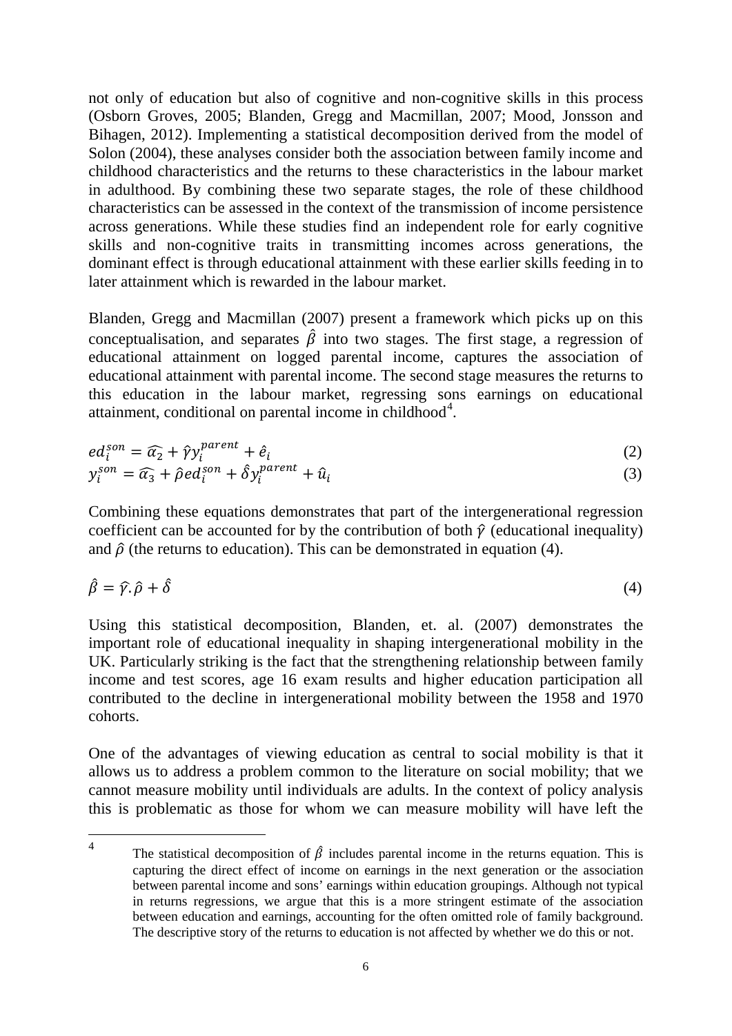not only of education but also of cognitive and non-cognitive skills in this process (Osborn Groves, 2005; Blanden, Gregg and Macmillan, 2007; Mood, Jonsson and Bihagen, 2012). Implementing a statistical decomposition derived from the model of Solon (2004), these analyses consider both the association between family income and childhood characteristics and the returns to these characteristics in the labour market in adulthood. By combining these two separate stages, the role of these childhood characteristics can be assessed in the context of the transmission of income persistence across generations. While these studies find an independent role for early cognitive skills and non-cognitive traits in transmitting incomes across generations, the dominant effect is through educational attainment with these earlier skills feeding in to later attainment which is rewarded in the labour market.

Blanden, Gregg and Macmillan (2007) present a framework which picks up on this conceptualisation, and separates $\hat{\beta}$ into two stages. The first stage, a regression of educational attainment on logged parental income, captures the association of educational attainment with parental income. The second stage measures the returns to this education in the labour market, regressing sons earnings on educational attainment, conditional on parental income in childhood[4].

$$ed_i^{son} = \widehat{\alpha_2} + \hat{\gamma} y_i^{parent} + \hat{e}_i \tag{2}$$

$$y_i^{son} = \widehat{\alpha_3} + \hat{\rho} ed_i^{son} + \hat{\delta} y_i^{parent} + \hat{u}_i \tag{3}$$

Combining these equations demonstrates that part of the intergenerational regression coefficient can be accounted for by the contribution of both $\hat{\gamma}$ (educational inequality) and $\hat{\rho}$ (the returns to education). This can be demonstrated in equation (4).

$$\hat{\beta} = \hat{\gamma}.\hat{\rho} + \hat{\delta} \tag{4}$$

Using this statistical decomposition, Blanden, et. al. (2007) demonstrates the important role of educational inequality in shaping intergenerational mobility in the UK. Particularly striking is the fact that the strengthening relationship between family income and test scores, age 16 exam results and higher education participation all contributed to the decline in intergenerational mobility between the 1958 and 1970 cohorts.

One of the advantages of viewing education as central to social mobility is that it allows us to address a problem common to the literature on social mobility; that we cannot measure mobility until individuals are adults. In the context of policy analysis this is problematic as those for whom we can measure mobility will have left the

[4] The statistical decomposition of $\hat{\beta}$ includes parental income in the returns equation. This is capturing the direct effect of income on earnings in the next generation or the association between parental income and sons' earnings within education groupings. Although not typical in returns regressions, we argue that this is a more stringent estimate of the association between education and earnings, accounting for the often omitted role of family background. The descriptive story of the returns to education is not affected by whether we do this or not.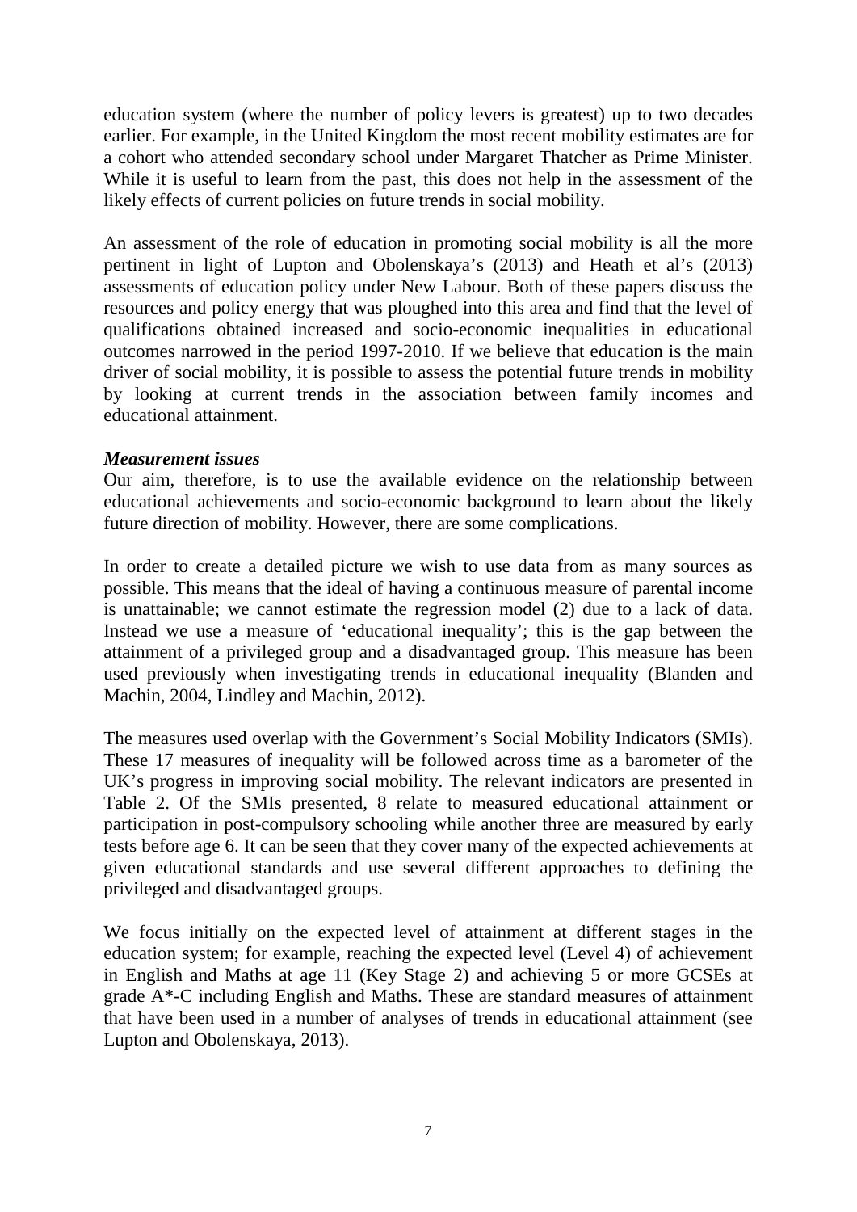education system (where the number of policy levers is greatest) up to two decades earlier. For example, in the United Kingdom the most recent mobility estimates are for a cohort who attended secondary school under Margaret Thatcher as Prime Minister. While it is useful to learn from the past, this does not help in the assessment of the likely effects of current policies on future trends in social mobility.

An assessment of the role of education in promoting social mobility is all the more pertinent in light of Lupton and Obolenskaya's (2013) and Heath et al's (2013) assessments of education policy under New Labour. Both of these papers discuss the resources and policy energy that was ploughed into this area and find that the level of qualifications obtained increased and socio-economic inequalities in educational outcomes narrowed in the period 1997-2010. If we believe that education is the main driver of social mobility, it is possible to assess the potential future trends in mobility by looking at current trends in the association between family incomes and educational attainment.

***Measurement issues***

Our aim, therefore, is to use the available evidence on the relationship between educational achievements and socio-economic background to learn about the likely future direction of mobility. However, there are some complications.

In order to create a detailed picture we wish to use data from as many sources as possible. This means that the ideal of having a continuous measure of parental income is unattainable; we cannot estimate the regression model (2) due to a lack of data. Instead we use a measure of 'educational inequality'; this is the gap between the attainment of a privileged group and a disadvantaged group. This measure has been used previously when investigating trends in educational inequality (Blanden and Machin, 2004, Lindley and Machin, 2012).

The measures used overlap with the Government's Social Mobility Indicators (SMIs). These 17 measures of inequality will be followed across time as a barometer of the UK's progress in improving social mobility. The relevant indicators are presented in Table 2. Of the SMIs presented, 8 relate to measured educational attainment or participation in post-compulsory schooling while another three are measured by early tests before age 6. It can be seen that they cover many of the expected achievements at given educational standards and use several different approaches to defining the privileged and disadvantaged groups.

We focus initially on the expected level of attainment at different stages in the education system; for example, reaching the expected level (Level 4) of achievement in English and Maths at age 11 (Key Stage 2) and achieving 5 or more GCSEs at grade A*-C including English and Maths. These are standard measures of attainment that have been used in a number of analyses of trends in educational attainment (see Lupton and Obolenskaya, 2013).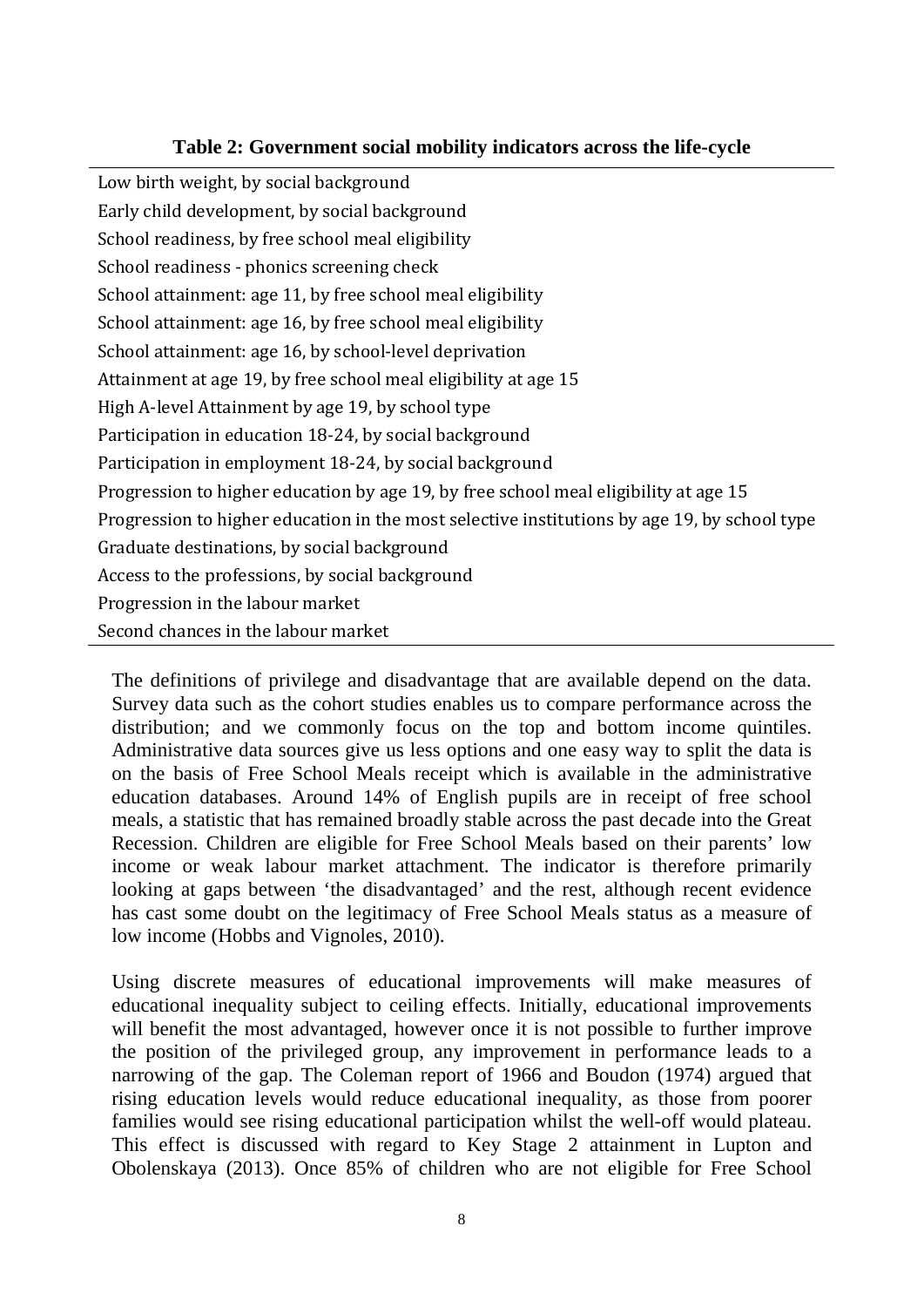**Table 2: Government social mobility indicators across the life-cycle**

| |
|---|
| Low birth weight, by social background |
| Early child development, by social background |
| School readiness, by free school meal eligibility |
| School readiness - phonics screening check |
| School attainment: age 11, by free school meal eligibility |
| School attainment: age 16, by free school meal eligibility |
| School attainment: age 16, by school-level deprivation |
| Attainment at age 19, by free school meal eligibility at age 15 |
| High A-level Attainment by age 19, by school type |
| Participation in education 18-24, by social background |
| Participation in employment 18-24, by social background |
| Progression to higher education by age 19, by free school meal eligibility at age 15 |
| Progression to higher education in the most selective institutions by age 19, by school type |
| Graduate destinations, by social background |
| Access to the professions, by social background |
| Progression in the labour market |
| Second chances in the labour market |

The definitions of privilege and disadvantage that are available depend on the data. Survey data such as the cohort studies enables us to compare performance across the distribution; and we commonly focus on the top and bottom income quintiles. Administrative data sources give us less options and one easy way to split the data is on the basis of Free School Meals receipt which is available in the administrative education databases. Around 14% of English pupils are in receipt of free school meals, a statistic that has remained broadly stable across the past decade into the Great Recession. Children are eligible for Free School Meals based on their parents' low income or weak labour market attachment. The indicator is therefore primarily looking at gaps between 'the disadvantaged' and the rest, although recent evidence has cast some doubt on the legitimacy of Free School Meals status as a measure of low income (Hobbs and Vignoles, 2010).

Using discrete measures of educational improvements will make measures of educational inequality subject to ceiling effects. Initially, educational improvements will benefit the most advantaged, however once it is not possible to further improve the position of the privileged group, any improvement in performance leads to a narrowing of the gap. The Coleman report of 1966 and Boudon (1974) argued that rising education levels would reduce educational inequality, as those from poorer families would see rising educational participation whilst the well-off would plateau. This effect is discussed with regard to Key Stage 2 attainment in Lupton and Obolenskaya (2013). Once 85% of children who are not eligible for Free School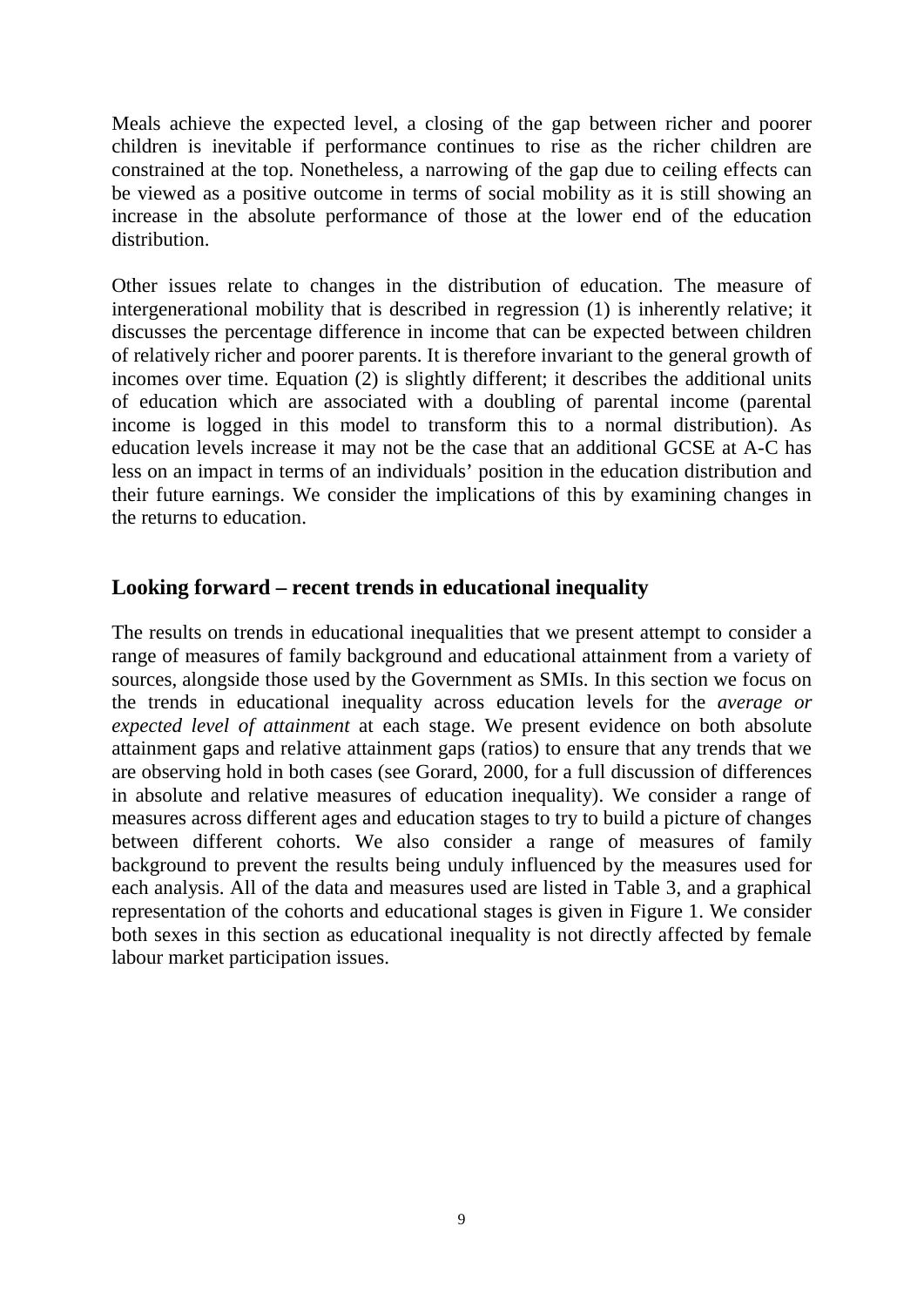Meals achieve the expected level, a closing of the gap between richer and poorer children is inevitable if performance continues to rise as the richer children are constrained at the top. Nonetheless, a narrowing of the gap due to ceiling effects can be viewed as a positive outcome in terms of social mobility as it is still showing an increase in the absolute performance of those at the lower end of the education distribution.

Other issues relate to changes in the distribution of education. The measure of intergenerational mobility that is described in regression (1) is inherently relative; it discusses the percentage difference in income that can be expected between children of relatively richer and poorer parents. It is therefore invariant to the general growth of incomes over time. Equation (2) is slightly different; it describes the additional units of education which are associated with a doubling of parental income (parental income is logged in this model to transform this to a normal distribution). As education levels increase it may not be the case that an additional GCSE at A-C has less on an impact in terms of an individuals' position in the education distribution and their future earnings. We consider the implications of this by examining changes in the returns to education.

## Looking forward – recent trends in educational inequality

The results on trends in educational inequalities that we present attempt to consider a range of measures of family background and educational attainment from a variety of sources, alongside those used by the Government as SMIs. In this section we focus on the trends in educational inequality across education levels for the *average or expected level of attainment* at each stage. We present evidence on both absolute attainment gaps and relative attainment gaps (ratios) to ensure that any trends that we are observing hold in both cases (see Gorard, 2000, for a full discussion of differences in absolute and relative measures of education inequality). We consider a range of measures across different ages and education stages to try to build a picture of changes between different cohorts. We also consider a range of measures of family background to prevent the results being unduly influenced by the measures used for each analysis. All of the data and measures used are listed in Table 3, and a graphical representation of the cohorts and educational stages is given in Figure 1. We consider both sexes in this section as educational inequality is not directly affected by female labour market participation issues.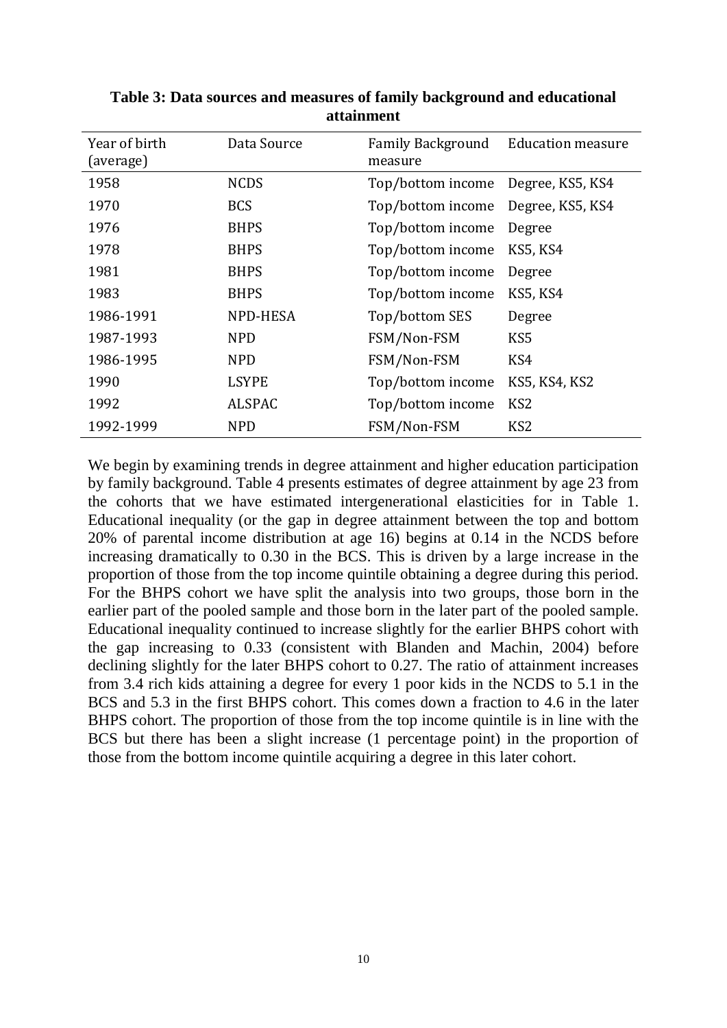**Table 3: Data sources and measures of family background and educational attainment**

| Year of birth (average) | Data Source | Family Background measure | Education measure |
|---|---|---|---|
| 1958 | NCDS | Top/bottom income | Degree, KS5, KS4 |
| 1970 | BCS | Top/bottom income | Degree, KS5, KS4 |
| 1976 | BHPS | Top/bottom income | Degree |
| 1978 | BHPS | Top/bottom income | KS5, KS4 |
| 1981 | BHPS | Top/bottom income | Degree |
| 1983 | BHPS | Top/bottom income | KS5, KS4 |
| 1986-1991 | NPD-HESA | Top/bottom SES | Degree |
| 1987-1993 | NPD | FSM/Non-FSM | KS5 |
| 1986-1995 | NPD | FSM/Non-FSM | KS4 |
| 1990 | LSYPE | Top/bottom income | KS5, KS4, KS2 |
| 1992 | ALSPAC | Top/bottom income | KS2 |
| 1992-1999 | NPD | FSM/Non-FSM | KS2 |

We begin by examining trends in degree attainment and higher education participation by family background. Table 4 presents estimates of degree attainment by age 23 from the cohorts that we have estimated intergenerational elasticities for in Table 1. Educational inequality (or the gap in degree attainment between the top and bottom 20% of parental income distribution at age 16) begins at 0.14 in the NCDS before increasing dramatically to 0.30 in the BCS. This is driven by a large increase in the proportion of those from the top income quintile obtaining a degree during this period. For the BHPS cohort we have split the analysis into two groups, those born in the earlier part of the pooled sample and those born in the later part of the pooled sample. Educational inequality continued to increase slightly for the earlier BHPS cohort with the gap increasing to 0.33 (consistent with Blanden and Machin, 2004) before declining slightly for the later BHPS cohort to 0.27. The ratio of attainment increases from 3.4 rich kids attaining a degree for every 1 poor kids in the NCDS to 5.1 in the BCS and 5.3 in the first BHPS cohort. This comes down a fraction to 4.6 in the later BHPS cohort. The proportion of those from the top income quintile is in line with the BCS but there has been a slight increase (1 percentage point) in the proportion of those from the bottom income quintile acquiring a degree in this later cohort.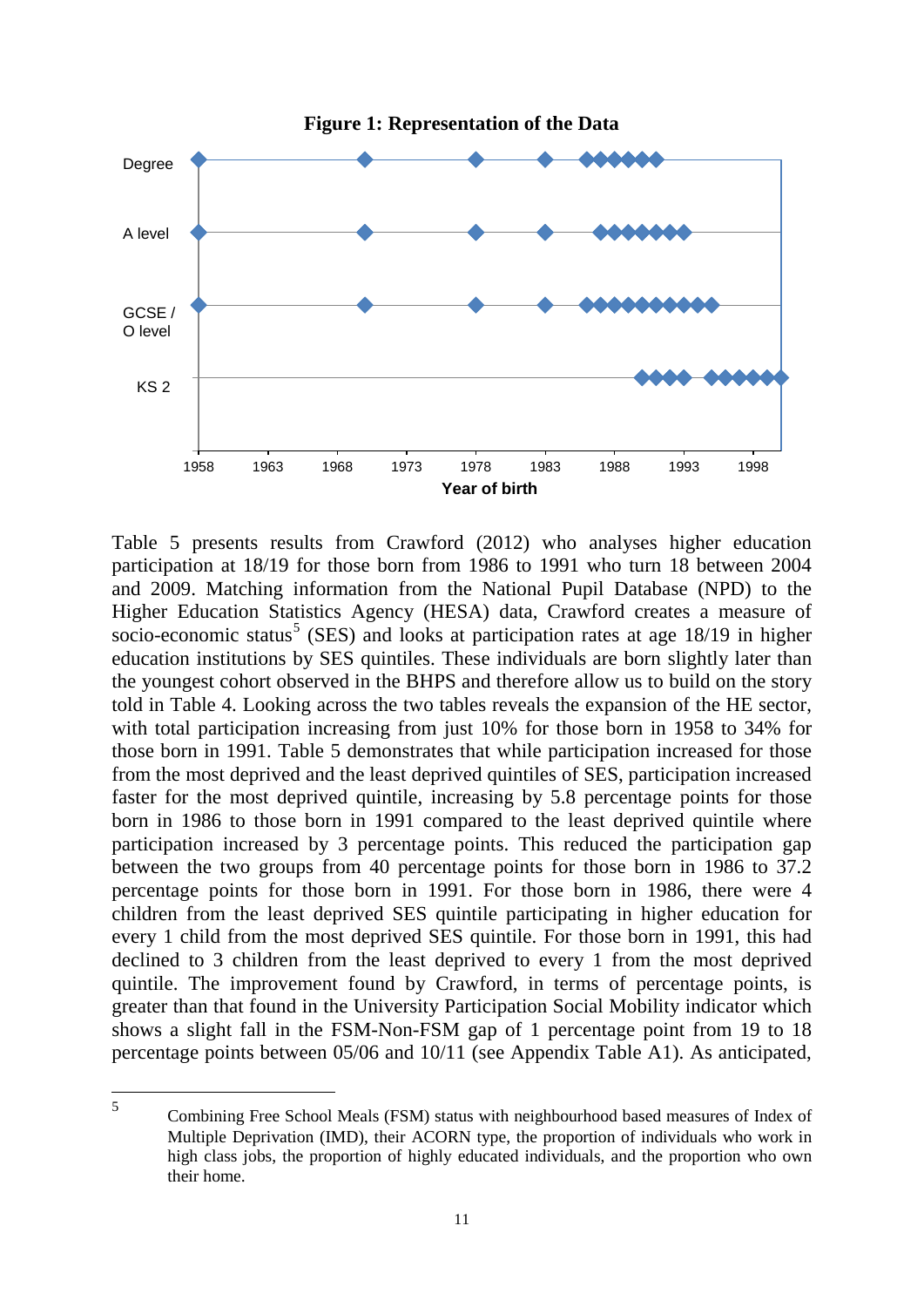**Figure 1: Representation of the Data**

Table 5 presents results from Crawford (2012) who analyses higher education participation at 18/19 for those born from 1986 to 1991 who turn 18 between 2004 and 2009. Matching information from the National Pupil Database (NPD) to the Higher Education Statistics Agency (HESA) data, Crawford creates a measure of socio-economic status[5] (SES) and looks at participation rates at age 18/19 in higher education institutions by SES quintiles. These individuals are born slightly later than the youngest cohort observed in the BHPS and therefore allow us to build on the story told in Table 4. Looking across the two tables reveals the expansion of the HE sector, with total participation increasing from just 10% for those born in 1958 to 34% for those born in 1991. Table 5 demonstrates that while participation increased for those from the most deprived and the least deprived quintiles of SES, participation increased faster for the most deprived quintile, increasing by 5.8 percentage points for those born in 1986 to those born in 1991 compared to the least deprived quintile where participation increased by 3 percentage points. This reduced the participation gap between the two groups from 40 percentage points for those born in 1986 to 37.2 percentage points for those born in 1991. For those born in 1986, there were 4 children from the least deprived SES quintile participating in higher education for every 1 child from the most deprived SES quintile. For those born in 1991, this had declined to 3 children from the least deprived to every 1 from the most deprived quintile. The improvement found by Crawford, in terms of percentage points, is greater than that found in the University Participation Social Mobility indicator which shows a slight fall in the FSM-Non-FSM gap of 1 percentage point from 19 to 18 percentage points between 05/06 and 10/11 (see Appendix Table A1). As anticipated,

[5] Combining Free School Meals (FSM) status with neighbourhood based measures of Index of Multiple Deprivation (IMD), their ACORN type, the proportion of individuals who work in high class jobs, the proportion of highly educated individuals, and the proportion who own their home.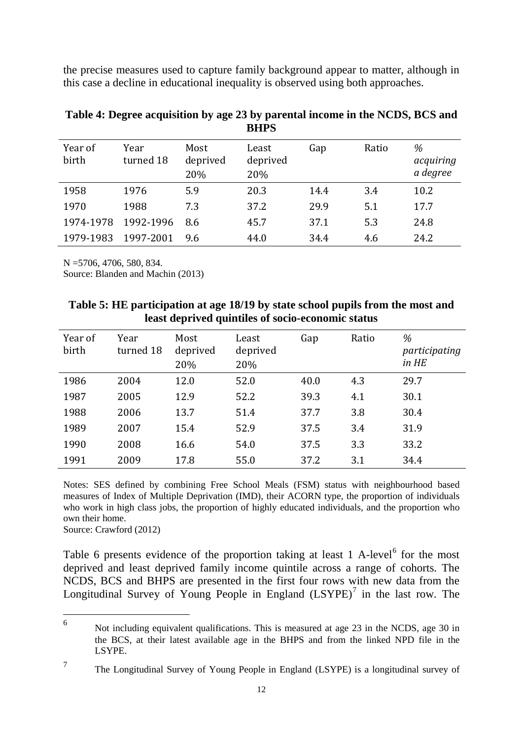the precise measures used to capture family background appear to matter, although in this case a decline in educational inequality is observed using both approaches.

**Table 4: Degree acquisition by age 23 by parental income in the NCDS, BCS and BHPS**

| Year of birth | Year turned 18 | Most deprived 20% | Least deprived 20% | Gap | Ratio | *% acquiring a degree* |
|---|---|---|---|---|---|---|
| 1958 | 1976 | 5.9 | 20.3 | 14.4 | 3.4 | 10.2 |
| 1970 | 1988 | 7.3 | 37.2 | 29.9 | 5.1 | 17.7 |
| 1974-1978 | 1992-1996 | 8.6 | 45.7 | 37.1 | 5.3 | 24.8 |
| 1979-1983 | 1997-2001 | 9.6 | 44.0 | 34.4 | 4.6 | 24.2 |

N =5706, 4706, 580, 834.
Source: Blanden and Machin (2013)

**Table 5: HE participation at age 18/19 by state school pupils from the most and least deprived quintiles of socio-economic status**

| Year of birth | Year turned 18 | Most deprived 20% | Least deprived 20% | Gap | Ratio | *% participating in HE* |
|---|---|---|---|---|---|---|
| 1986 | 2004 | 12.0 | 52.0 | 40.0 | 4.3 | 29.7 |
| 1987 | 2005 | 12.9 | 52.2 | 39.3 | 4.1 | 30.1 |
| 1988 | 2006 | 13.7 | 51.4 | 37.7 | 3.8 | 30.4 |
| 1989 | 2007 | 15.4 | 52.9 | 37.5 | 3.4 | 31.9 |
| 1990 | 2008 | 16.6 | 54.0 | 37.5 | 3.3 | 33.2 |
| 1991 | 2009 | 17.8 | 55.0 | 37.2 | 3.1 | 34.4 |

Notes: SES defined by combining Free School Meals (FSM) status with neighbourhood based measures of Index of Multiple Deprivation (IMD), their ACORN type, the proportion of individuals who work in high class jobs, the proportion of highly educated individuals, and the proportion who own their home.
Source: Crawford (2012)

Table 6 presents evidence of the proportion taking at least 1 A-level[6] for the most deprived and least deprived family income quintile across a range of cohorts. The NCDS, BCS and BHPS are presented in the first four rows with new data from the Longitudinal Survey of Young People in England (LSYPE)[7] in the last row. The

[6] Not including equivalent qualifications. This is measured at age 23 in the NCDS, age 30 in the BCS, at their latest available age in the BHPS and from the linked NPD file in the LSYPE.

[7] The Longitudinal Survey of Young People in England (LSYPE) is a longitudinal survey of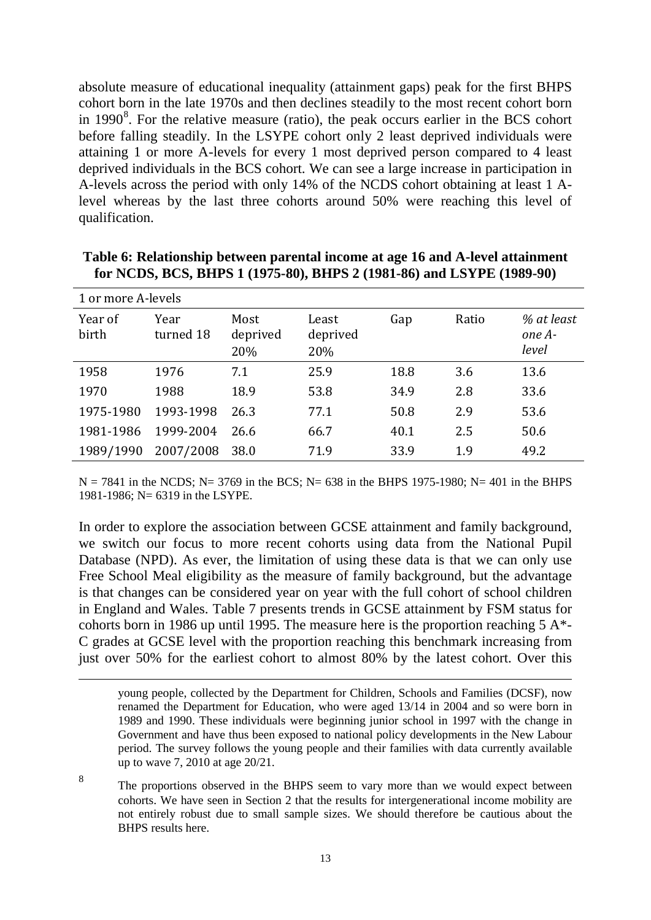absolute measure of educational inequality (attainment gaps) peak for the first BHPS cohort born in the late 1970s and then declines steadily to the most recent cohort born in 1990[8]. For the relative measure (ratio), the peak occurs earlier in the BCS cohort before falling steadily. In the LSYPE cohort only 2 least deprived individuals were attaining 1 or more A-levels for every 1 most deprived person compared to 4 least deprived individuals in the BCS cohort. We can see a large increase in participation in A-levels across the period with only 14% of the NCDS cohort obtaining at least 1 A-level whereas by the last three cohorts around 50% were reaching this level of qualification.

**Table 6: Relationship between parental income at age 16 and A-level attainment for NCDS, BCS, BHPS 1 (1975-80), BHPS 2 (1981-86) and LSYPE (1989-90)**

| 1 or more A-levels | | | | | | |
|---|---|---|---|---|---|---|
| Year of birth | Year turned 18 | Most deprived 20% | Least deprived 20% | Gap | Ratio | *% at least one A-level* |
| 1958 | 1976 | 7.1 | 25.9 | 18.8 | 3.6 | 13.6 |
| 1970 | 1988 | 18.9 | 53.8 | 34.9 | 2.8 | 33.6 |
| 1975-1980 | 1993-1998 | 26.3 | 77.1 | 50.8 | 2.9 | 53.6 |
| 1981-1986 | 1999-2004 | 26.6 | 66.7 | 40.1 | 2.5 | 50.6 |
| 1989/1990 | 2007/2008 | 38.0 | 71.9 | 33.9 | 1.9 | 49.2 |

N = 7841 in the NCDS; N= 3769 in the BCS; N= 638 in the BHPS 1975-1980; N= 401 in the BHPS 1981-1986; N= 6319 in the LSYPE.

In order to explore the association between GCSE attainment and family background, we switch our focus to more recent cohorts using data from the National Pupil Database (NPD). As ever, the limitation of using these data is that we can only use Free School Meal eligibility as the measure of family background, but the advantage is that changes can be considered year on year with the full cohort of school children in England and Wales. Table 7 presents trends in GCSE attainment by FSM status for cohorts born in 1986 up until 1995. The measure here is the proportion reaching 5 A*-C grades at GCSE level with the proportion reaching this benchmark increasing from just over 50% for the earliest cohort to almost 80% by the latest cohort. Over this

young people, collected by the Department for Children, Schools and Families (DCSF), now renamed the Department for Education, who were aged 13/14 in 2004 and so were born in 1989 and 1990. These individuals were beginning junior school in 1997 with the change in Government and have thus been exposed to national policy developments in the New Labour period. The survey follows the young people and their families with data currently available up to wave 7, 2010 at age 20/21.

[8] The proportions observed in the BHPS seem to vary more than we would expect between cohorts. We have seen in Section 2 that the results for intergenerational income mobility are not entirely robust due to small sample sizes. We should therefore be cautious about the BHPS results here.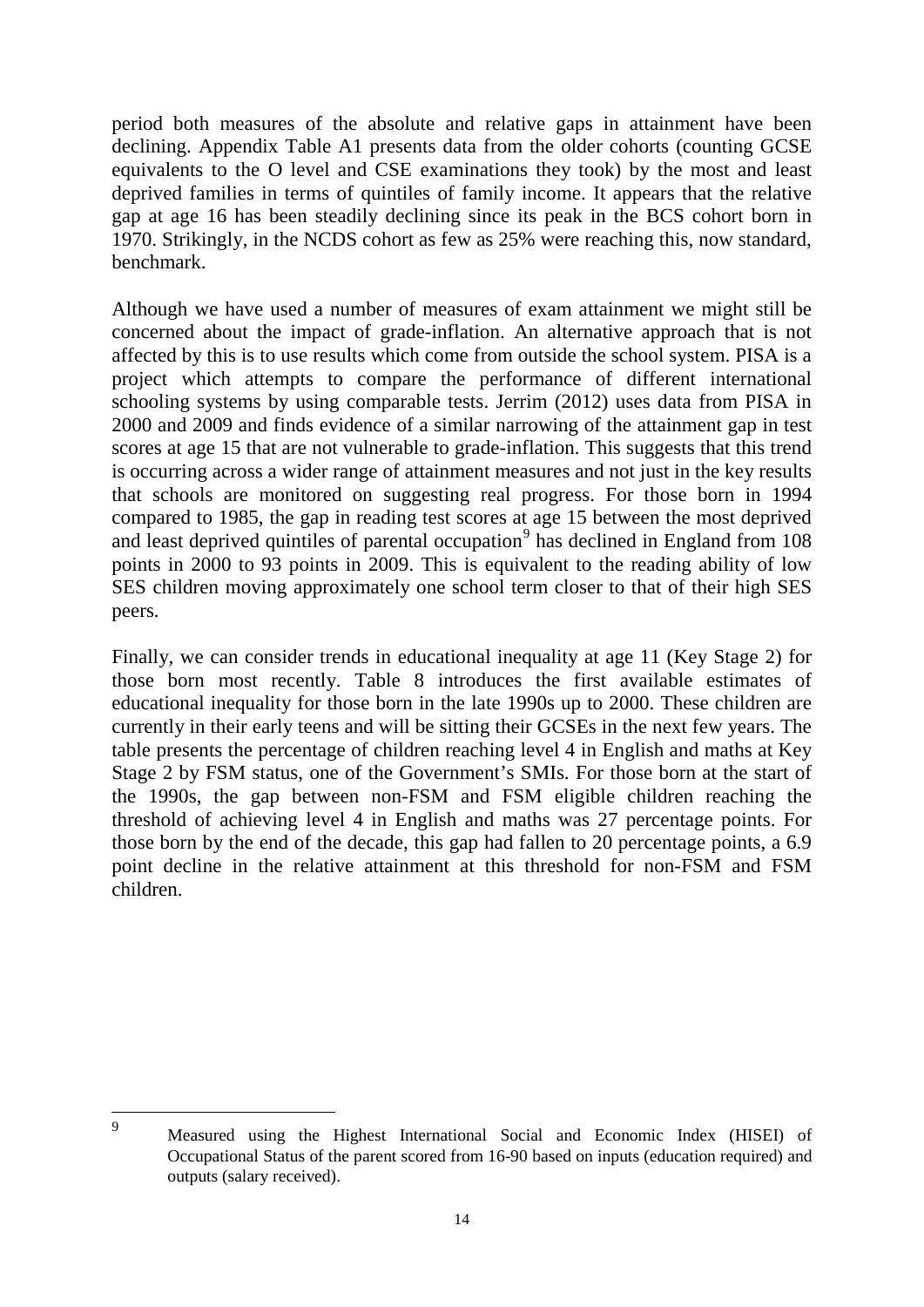period both measures of the absolute and relative gaps in attainment have been declining. Appendix Table A1 presents data from the older cohorts (counting GCSE equivalents to the O level and CSE examinations they took) by the most and least deprived families in terms of quintiles of family income. It appears that the relative gap at age 16 has been steadily declining since its peak in the BCS cohort born in 1970. Strikingly, in the NCDS cohort as few as 25% were reaching this, now standard, benchmark.

Although we have used a number of measures of exam attainment we might still be concerned about the impact of grade-inflation. An alternative approach that is not affected by this is to use results which come from outside the school system. PISA is a project which attempts to compare the performance of different international schooling systems by using comparable tests. Jerrim (2012) uses data from PISA in 2000 and 2009 and finds evidence of a similar narrowing of the attainment gap in test scores at age 15 that are not vulnerable to grade-inflation. This suggests that this trend is occurring across a wider range of attainment measures and not just in the key results that schools are monitored on suggesting real progress. For those born in 1994 compared to 1985, the gap in reading test scores at age 15 between the most deprived and least deprived quintiles of parental occupation[9] has declined in England from 108 points in 2000 to 93 points in 2009. This is equivalent to the reading ability of low SES children moving approximately one school term closer to that of their high SES peers.

Finally, we can consider trends in educational inequality at age 11 (Key Stage 2) for those born most recently. Table 8 introduces the first available estimates of educational inequality for those born in the late 1990s up to 2000. These children are currently in their early teens and will be sitting their GCSEs in the next few years. The table presents the percentage of children reaching level 4 in English and maths at Key Stage 2 by FSM status, one of the Government's SMIs. For those born at the start of the 1990s, the gap between non-FSM and FSM eligible children reaching the threshold of achieving level 4 in English and maths was 27 percentage points. For those born by the end of the decade, this gap had fallen to 20 percentage points, a 6.9 point decline in the relative attainment at this threshold for non-FSM and FSM children.

---

[9] Measured using the Highest International Social and Economic Index (HISEI) of Occupational Status of the parent scored from 16-90 based on inputs (education required) and outputs (salary received).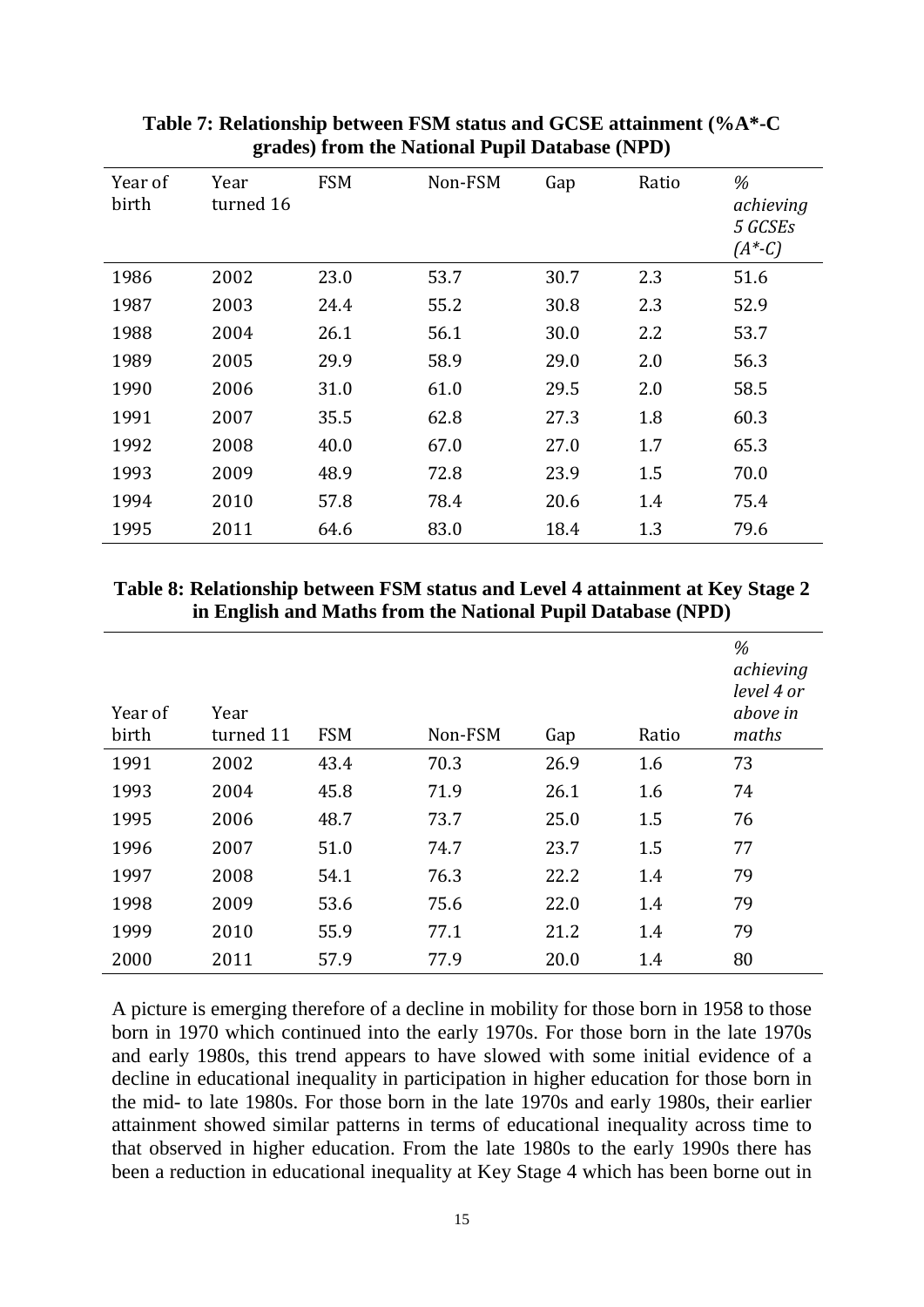**Table 7: Relationship between FSM status and GCSE attainment (%A*-C grades) from the National Pupil Database (NPD)**

| Year of birth | Year turned 16 | FSM | Non-FSM | Gap | Ratio | *% achieving 5 GCSEs (A*-C)* |
|---|---|---|---|---|---|---|
| 1986 | 2002 | 23.0 | 53.7 | 30.7 | 2.3 | 51.6 |
| 1987 | 2003 | 24.4 | 55.2 | 30.8 | 2.3 | 52.9 |
| 1988 | 2004 | 26.1 | 56.1 | 30.0 | 2.2 | 53.7 |
| 1989 | 2005 | 29.9 | 58.9 | 29.0 | 2.0 | 56.3 |
| 1990 | 2006 | 31.0 | 61.0 | 29.5 | 2.0 | 58.5 |
| 1991 | 2007 | 35.5 | 62.8 | 27.3 | 1.8 | 60.3 |
| 1992 | 2008 | 40.0 | 67.0 | 27.0 | 1.7 | 65.3 |
| 1993 | 2009 | 48.9 | 72.8 | 23.9 | 1.5 | 70.0 |
| 1994 | 2010 | 57.8 | 78.4 | 20.6 | 1.4 | 75.4 |
| 1995 | 2011 | 64.6 | 83.0 | 18.4 | 1.3 | 79.6 |

**Table 8: Relationship between FSM status and Level 4 attainment at Key Stage 2 in English and Maths from the National Pupil Database (NPD)**

| Year of birth | Year turned 11 | FSM | Non-FSM | Gap | Ratio | *% achieving level 4 or above in maths* |
|---|---|---|---|---|---|---|
| 1991 | 2002 | 43.4 | 70.3 | 26.9 | 1.6 | 73 |
| 1993 | 2004 | 45.8 | 71.9 | 26.1 | 1.6 | 74 |
| 1995 | 2006 | 48.7 | 73.7 | 25.0 | 1.5 | 76 |
| 1996 | 2007 | 51.0 | 74.7 | 23.7 | 1.5 | 77 |
| 1997 | 2008 | 54.1 | 76.3 | 22.2 | 1.4 | 79 |
| 1998 | 2009 | 53.6 | 75.6 | 22.0 | 1.4 | 79 |
| 1999 | 2010 | 55.9 | 77.1 | 21.2 | 1.4 | 79 |
| 2000 | 2011 | 57.9 | 77.9 | 20.0 | 1.4 | 80 |

A picture is emerging therefore of a decline in mobility for those born in 1958 to those born in 1970 which continued into the early 1970s. For those born in the late 1970s and early 1980s, this trend appears to have slowed with some initial evidence of a decline in educational inequality in participation in higher education for those born in the mid- to late 1980s. For those born in the late 1970s and early 1980s, their earlier attainment showed similar patterns in terms of educational inequality across time to that observed in higher education. From the late 1980s to the early 1990s there has been a reduction in educational inequality at Key Stage 4 which has been borne out in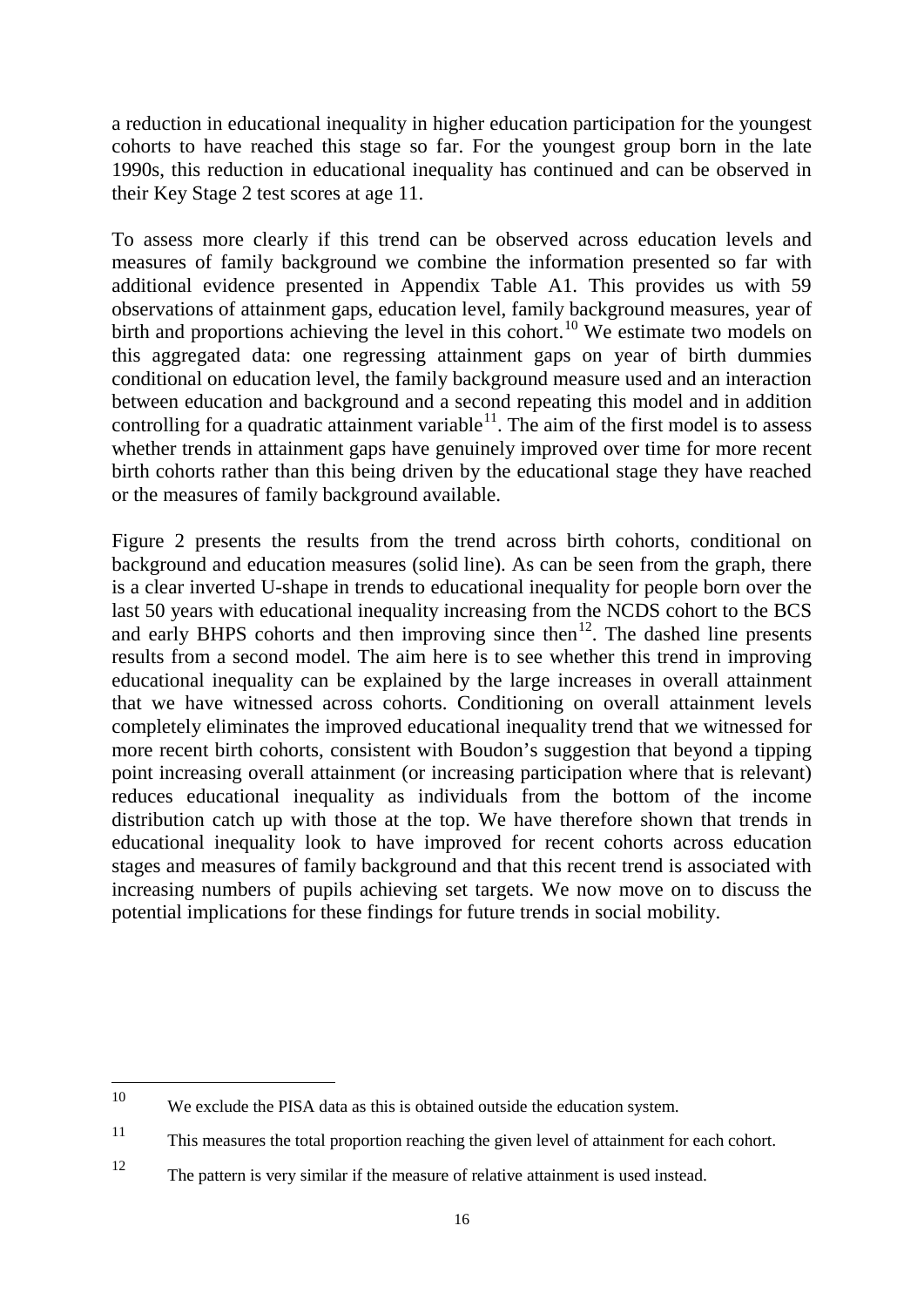a reduction in educational inequality in higher education participation for the youngest cohorts to have reached this stage so far. For the youngest group born in the late 1990s, this reduction in educational inequality has continued and can be observed in their Key Stage 2 test scores at age 11.

To assess more clearly if this trend can be observed across education levels and measures of family background we combine the information presented so far with additional evidence presented in Appendix Table A1. This provides us with 59 observations of attainment gaps, education level, family background measures, year of birth and proportions achieving the level in this cohort.[10] We estimate two models on this aggregated data: one regressing attainment gaps on year of birth dummies conditional on education level, the family background measure used and an interaction between education and background and a second repeating this model and in addition controlling for a quadratic attainment variable[11]. The aim of the first model is to assess whether trends in attainment gaps have genuinely improved over time for more recent birth cohorts rather than this being driven by the educational stage they have reached or the measures of family background available.

Figure 2 presents the results from the trend across birth cohorts, conditional on background and education measures (solid line). As can be seen from the graph, there is a clear inverted U-shape in trends to educational inequality for people born over the last 50 years with educational inequality increasing from the NCDS cohort to the BCS and early BHPS cohorts and then improving since then[12]. The dashed line presents results from a second model. The aim here is to see whether this trend in improving educational inequality can be explained by the large increases in overall attainment that we have witnessed across cohorts. Conditioning on overall attainment levels completely eliminates the improved educational inequality trend that we witnessed for more recent birth cohorts, consistent with Boudon's suggestion that beyond a tipping point increasing overall attainment (or increasing participation where that is relevant) reduces educational inequality as individuals from the bottom of the income distribution catch up with those at the top. We have therefore shown that trends in educational inequality look to have improved for recent cohorts across education stages and measures of family background and that this recent trend is associated with increasing numbers of pupils achieving set targets. We now move on to discuss the potential implications for these findings for future trends in social mobility.

---

[10] We exclude the PISA data as this is obtained outside the education system.

[11] This measures the total proportion reaching the given level of attainment for each cohort.

[12] The pattern is very similar if the measure of relative attainment is used instead.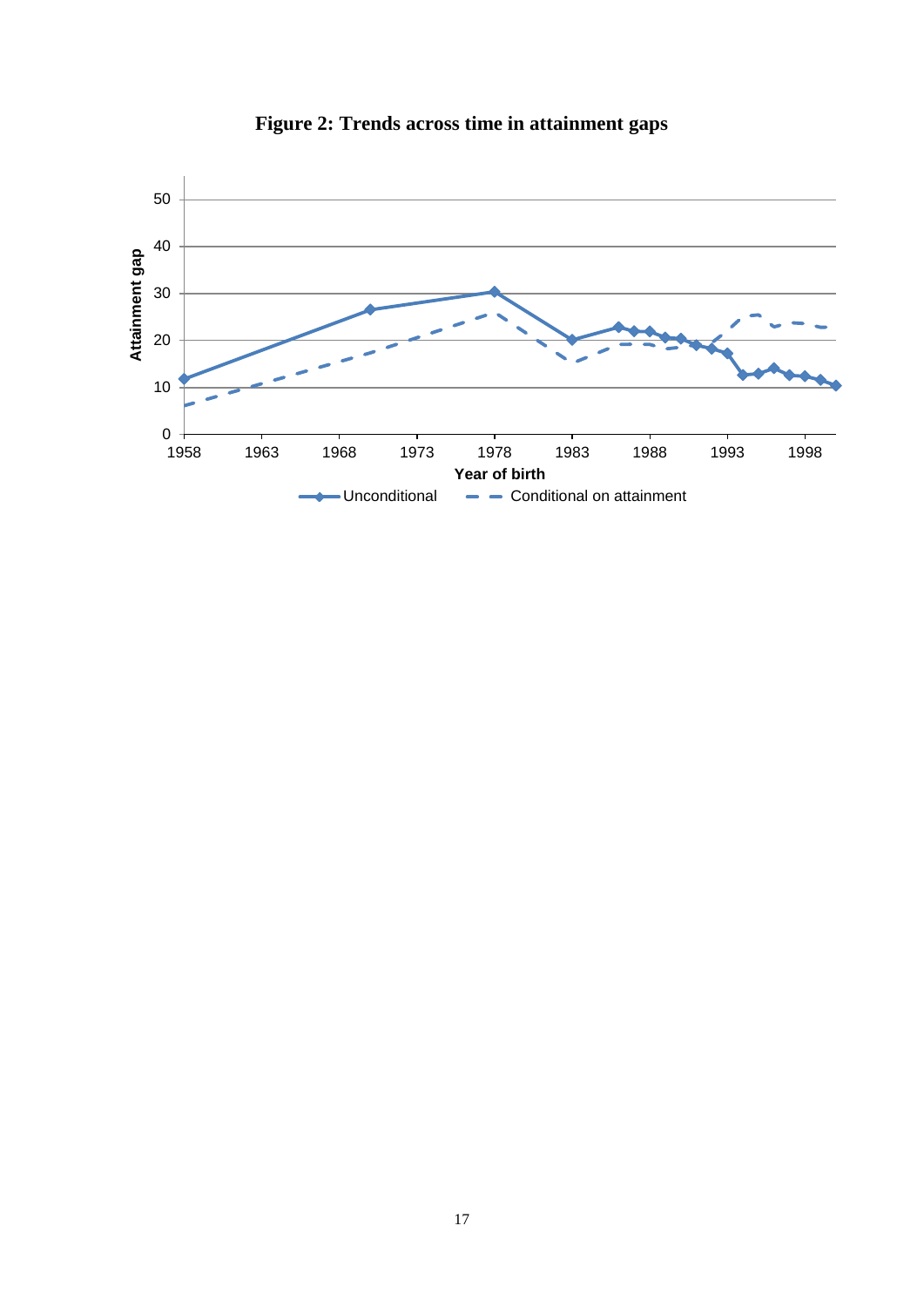**Figure 2: Trends across time in attainment gaps**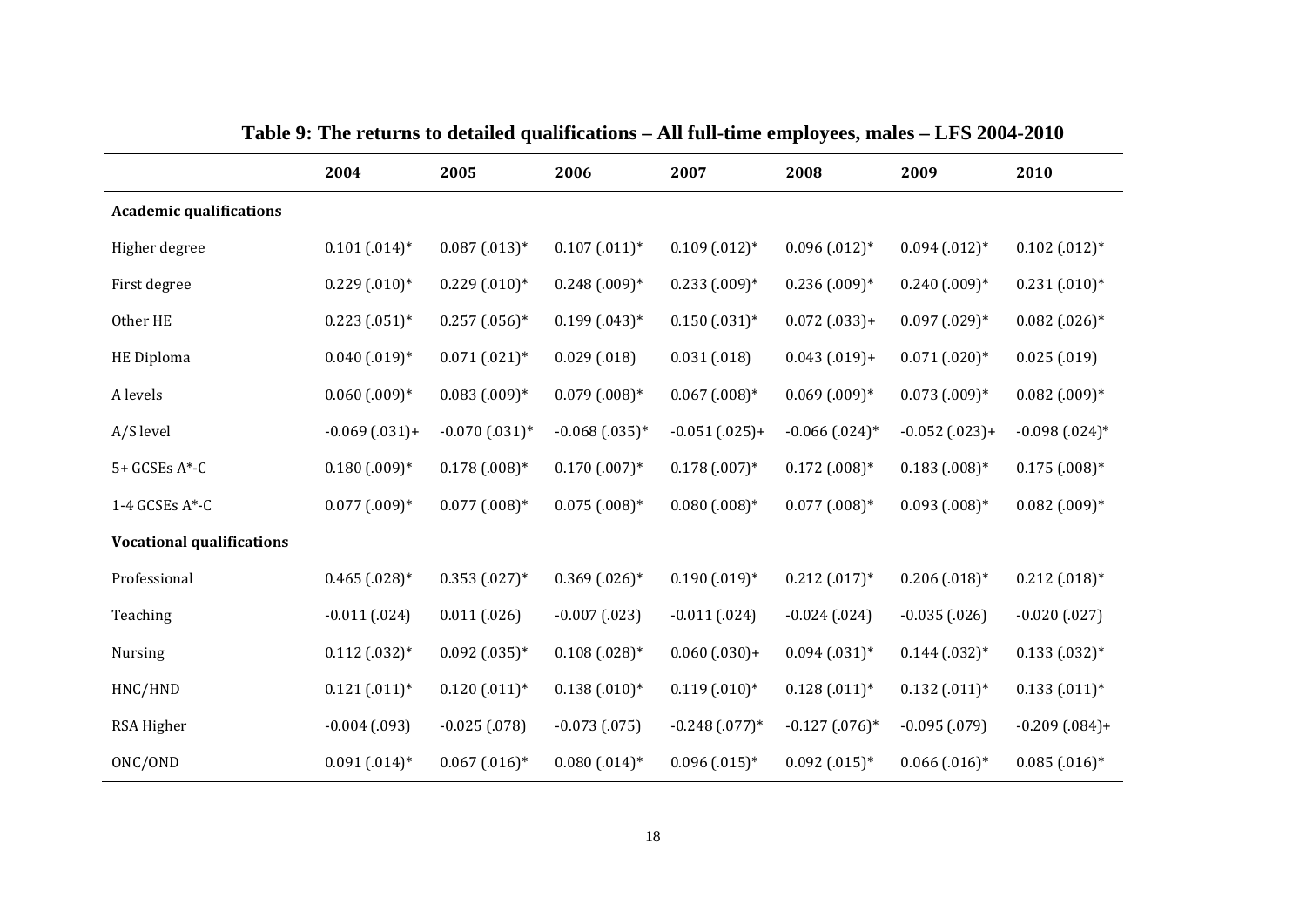**Table 9: The returns to detailed qualifications – All full-time employees, males – LFS 2004-2010**

| | 2004 | 2005 | 2006 | 2007 | 2008 | 2009 | 2010 |
|---|---|---|---|---|---|---|---|
| **Academic qualifications** | | | | | | | |
| Higher degree | 0.101 (.014)* | 0.087 (.013)* | 0.107 (.011)* | 0.109 (.012)* | 0.096 (.012)* | 0.094 (.012)* | 0.102 (.012)* |
| First degree | 0.229 (.010)* | 0.229 (.010)* | 0.248 (.009)* | 0.233 (.009)* | 0.236 (.009)* | 0.240 (.009)* | 0.231 (.010)* |
| Other HE | 0.223 (.051)* | 0.257 (.056)* | 0.199 (.043)* | 0.150 (.031)* | 0.072 (.033)+ | 0.097 (.029)* | 0.082 (.026)* |
| HE Diploma | 0.040 (.019)* | 0.071 (.021)* | 0.029 (.018) | 0.031 (.018) | 0.043 (.019)+ | 0.071 (.020)* | 0.025 (.019) |
| A levels | 0.060 (.009)* | 0.083 (.009)* | 0.079 (.008)* | 0.067 (.008)* | 0.069 (.009)* | 0.073 (.009)* | 0.082 (.009)* |
| A/S level | -0.069 (.031)+ | -0.070 (.031)* | -0.068 (.035)* | -0.051 (.025)+ | -0.066 (.024)* | -0.052 (.023)+ | -0.098 (.024)* |
| 5+ GCSEs A*-C | 0.180 (.009)* | 0.178 (.008)* | 0.170 (.007)* | 0.178 (.007)* | 0.172 (.008)* | 0.183 (.008)* | 0.175 (.008)* |
| 1-4 GCSEs A*-C | 0.077 (.009)* | 0.077 (.008)* | 0.075 (.008)* | 0.080 (.008)* | 0.077 (.008)* | 0.093 (.008)* | 0.082 (.009)* |
| **Vocational qualifications** | | | | | | | |
| Professional | 0.465 (.028)* | 0.353 (.027)* | 0.369 (.026)* | 0.190 (.019)* | 0.212 (.017)* | 0.206 (.018)* | 0.212 (.018)* |
| Teaching | -0.011 (.024) | 0.011 (.026) | -0.007 (.023) | -0.011 (.024) | -0.024 (.024) | -0.035 (.026) | -0.020 (.027) |
| Nursing | 0.112 (.032)* | 0.092 (.035)* | 0.108 (.028)* | 0.060 (.030)+ | 0.094 (.031)* | 0.144 (.032)* | 0.133 (.032)* |
| HNC/HND | 0.121 (.011)* | 0.120 (.011)* | 0.138 (.010)* | 0.119 (.010)* | 0.128 (.011)* | 0.132 (.011)* | 0.133 (.011)* |
| RSA Higher | -0.004 (.093) | -0.025 (.078) | -0.073 (.075) | -0.248 (.077)* | -0.127 (.076)* | -0.095 (.079) | -0.209 (.084)+ |
| ONC/OND | 0.091 (.014)* | 0.067 (.016)* | 0.080 (.014)* | 0.096 (.015)* | 0.092 (.015)* | 0.066 (.016)* | 0.085 (.016)* |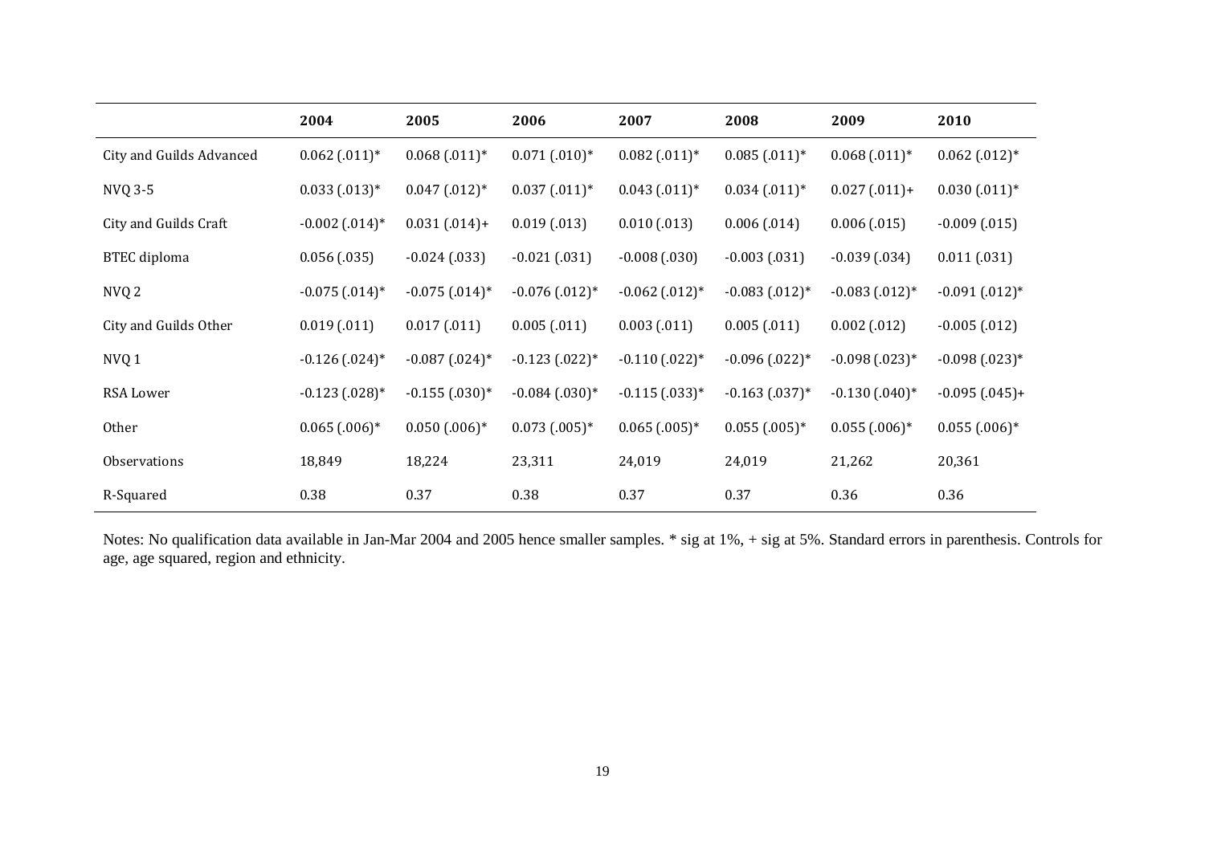| | 2004 | 2005 | 2006 | 2007 | 2008 | 2009 | 2010 |
|---|---|---|---|---|---|---|---|
| City and Guilds Advanced | 0.062 (.011)* | 0.068 (.011)* | 0.071 (.010)* | 0.082 (.011)* | 0.085 (.011)* | 0.068 (.011)* | 0.062 (.012)* |
| NVQ 3-5 | 0.033 (.013)* | 0.047 (.012)* | 0.037 (.011)* | 0.043 (.011)* | 0.034 (.011)* | 0.027 (.011)+ | 0.030 (.011)* |
| City and Guilds Craft | -0.002 (.014)* | 0.031 (.014)+ | 0.019 (.013) | 0.010 (.013) | 0.006 (.014) | 0.006 (.015) | -0.009 (.015) |
| BTEC diploma | 0.056 (.035) | -0.024 (.033) | -0.021 (.031) | -0.008 (.030) | -0.003 (.031) | -0.039 (.034) | 0.011 (.031) |
| NVQ 2 | -0.075 (.014)* | -0.075 (.014)* | -0.076 (.012)* | -0.062 (.012)* | -0.083 (.012)* | -0.083 (.012)* | -0.091 (.012)* |
| City and Guilds Other | 0.019 (.011) | 0.017 (.011) | 0.005 (.011) | 0.003 (.011) | 0.005 (.011) | 0.002 (.012) | -0.005 (.012) |
| NVQ 1 | -0.126 (.024)* | -0.087 (.024)* | -0.123 (.022)* | -0.110 (.022)* | -0.096 (.022)* | -0.098 (.023)* | -0.098 (.023)* |
| RSA Lower | -0.123 (.028)* | -0.155 (.030)* | -0.084 (.030)* | -0.115 (.033)* | -0.163 (.037)* | -0.130 (.040)* | -0.095 (.045)+ |
| Other | 0.065 (.006)* | 0.050 (.006)* | 0.073 (.005)* | 0.065 (.005)* | 0.055 (.005)* | 0.055 (.006)* | 0.055 (.006)* |
| Observations | 18,849 | 18,224 | 23,311 | 24,019 | 24,019 | 21,262 | 20,361 |
| R-Squared | 0.38 | 0.37 | 0.38 | 0.37 | 0.37 | 0.36 | 0.36 |

Notes: No qualification data available in Jan-Mar 2004 and 2005 hence smaller samples. * sig at 1%, + sig at 5%. Standard errors in parenthesis. Controls for age, age squared, region and ethnicity.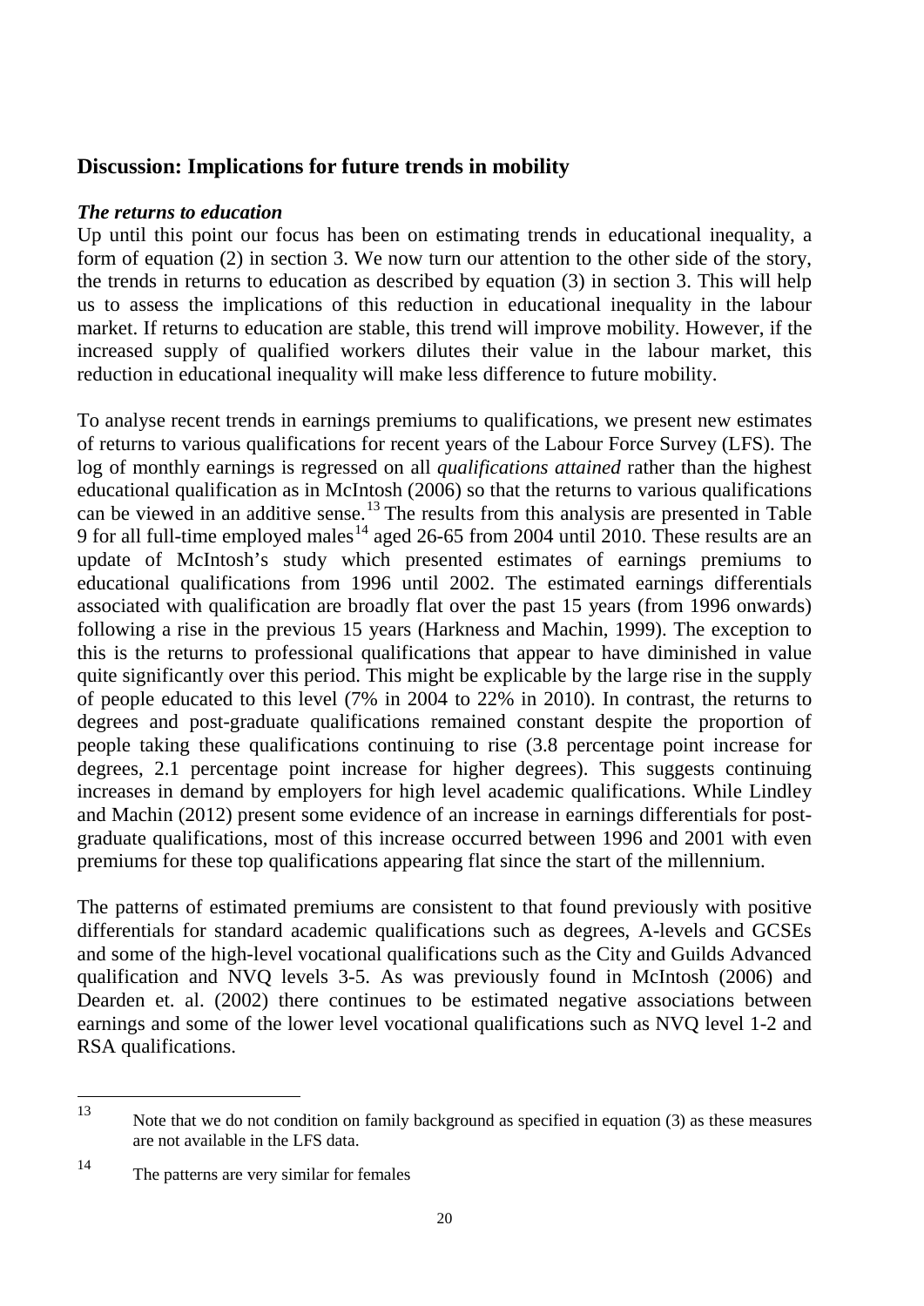## Discussion: Implications for future trends in mobility

### *The returns to education*

Up until this point our focus has been on estimating trends in educational inequality, a form of equation (2) in section 3. We now turn our attention to the other side of the story, the trends in returns to education as described by equation (3) in section 3. This will help us to assess the implications of this reduction in educational inequality in the labour market. If returns to education are stable, this trend will improve mobility. However, if the increased supply of qualified workers dilutes their value in the labour market, this reduction in educational inequality will make less difference to future mobility.

To analyse recent trends in earnings premiums to qualifications, we present new estimates of returns to various qualifications for recent years of the Labour Force Survey (LFS). The log of monthly earnings is regressed on all *qualifications attained* rather than the highest educational qualification as in McIntosh (2006) so that the returns to various qualifications can be viewed in an additive sense.[13] The results from this analysis are presented in Table 9 for all full-time employed males[14] aged 26-65 from 2004 until 2010. These results are an update of McIntosh's study which presented estimates of earnings premiums to educational qualifications from 1996 until 2002. The estimated earnings differentials associated with qualification are broadly flat over the past 15 years (from 1996 onwards) following a rise in the previous 15 years (Harkness and Machin, 1999). The exception to this is the returns to professional qualifications that appear to have diminished in value quite significantly over this period. This might be explicable by the large rise in the supply of people educated to this level (7% in 2004 to 22% in 2010). In contrast, the returns to degrees and post-graduate qualifications remained constant despite the proportion of people taking these qualifications continuing to rise (3.8 percentage point increase for degrees, 2.1 percentage point increase for higher degrees). This suggests continuing increases in demand by employers for high level academic qualifications. While Lindley and Machin (2012) present some evidence of an increase in earnings differentials for post-graduate qualifications, most of this increase occurred between 1996 and 2001 with even premiums for these top qualifications appearing flat since the start of the millennium.

The patterns of estimated premiums are consistent to that found previously with positive differentials for standard academic qualifications such as degrees, A-levels and GCSEs and some of the high-level vocational qualifications such as the City and Guilds Advanced qualification and NVQ levels 3-5. As was previously found in McIntosh (2006) and Dearden et. al. (2002) there continues to be estimated negative associations between earnings and some of the lower level vocational qualifications such as NVQ level 1-2 and RSA qualifications.

---

[13] Note that we do not condition on family background as specified in equation (3) as these measures are not available in the LFS data.

[14] The patterns are very similar for females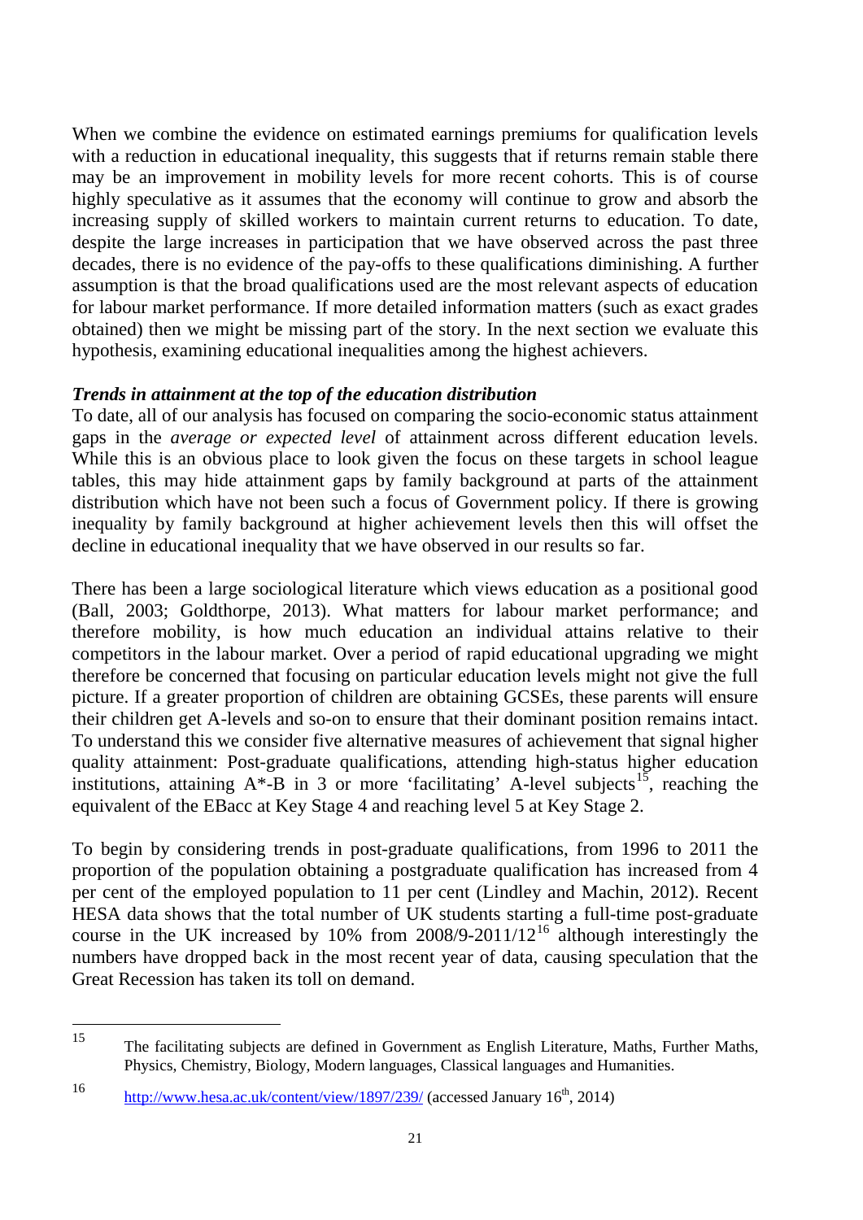When we combine the evidence on estimated earnings premiums for qualification levels with a reduction in educational inequality, this suggests that if returns remain stable there may be an improvement in mobility levels for more recent cohorts. This is of course highly speculative as it assumes that the economy will continue to grow and absorb the increasing supply of skilled workers to maintain current returns to education. To date, despite the large increases in participation that we have observed across the past three decades, there is no evidence of the pay-offs to these qualifications diminishing. A further assumption is that the broad qualifications used are the most relevant aspects of education for labour market performance. If more detailed information matters (such as exact grades obtained) then we might be missing part of the story. In the next section we evaluate this hypothesis, examining educational inequalities among the highest achievers.

### *Trends in attainment at the top of the education distribution*

To date, all of our analysis has focused on comparing the socio-economic status attainment gaps in the *average or expected level* of attainment across different education levels. While this is an obvious place to look given the focus on these targets in school league tables, this may hide attainment gaps by family background at parts of the attainment distribution which have not been such a focus of Government policy. If there is growing inequality by family background at higher achievement levels then this will offset the decline in educational inequality that we have observed in our results so far.

There has been a large sociological literature which views education as a positional good (Ball, 2003; Goldthorpe, 2013). What matters for labour market performance; and therefore mobility, is how much education an individual attains relative to their competitors in the labour market. Over a period of rapid educational upgrading we might therefore be concerned that focusing on particular education levels might not give the full picture. If a greater proportion of children are obtaining GCSEs, these parents will ensure their children get A-levels and so-on to ensure that their dominant position remains intact. To understand this we consider five alternative measures of achievement that signal higher quality attainment: Post-graduate qualifications, attending high-status higher education institutions, attaining A*-B in 3 or more 'facilitating' A-level subjects[15], reaching the equivalent of the EBacc at Key Stage 4 and reaching level 5 at Key Stage 2.

To begin by considering trends in post-graduate qualifications, from 1996 to 2011 the proportion of the population obtaining a postgraduate qualification has increased from 4 per cent of the employed population to 11 per cent (Lindley and Machin, 2012). Recent HESA data shows that the total number of UK students starting a full-time post-graduate course in the UK increased by 10% from 2008/9-2011/12[16] although interestingly the numbers have dropped back in the most recent year of data, causing speculation that the Great Recession has taken its toll on demand.

---

[15] The facilitating subjects are defined in Government as English Literature, Maths, Further Maths, Physics, Chemistry, Biology, Modern languages, Classical languages and Humanities.

[16] http://www.hesa.ac.uk/content/view/1897/239/ (accessed January 16th, 2014)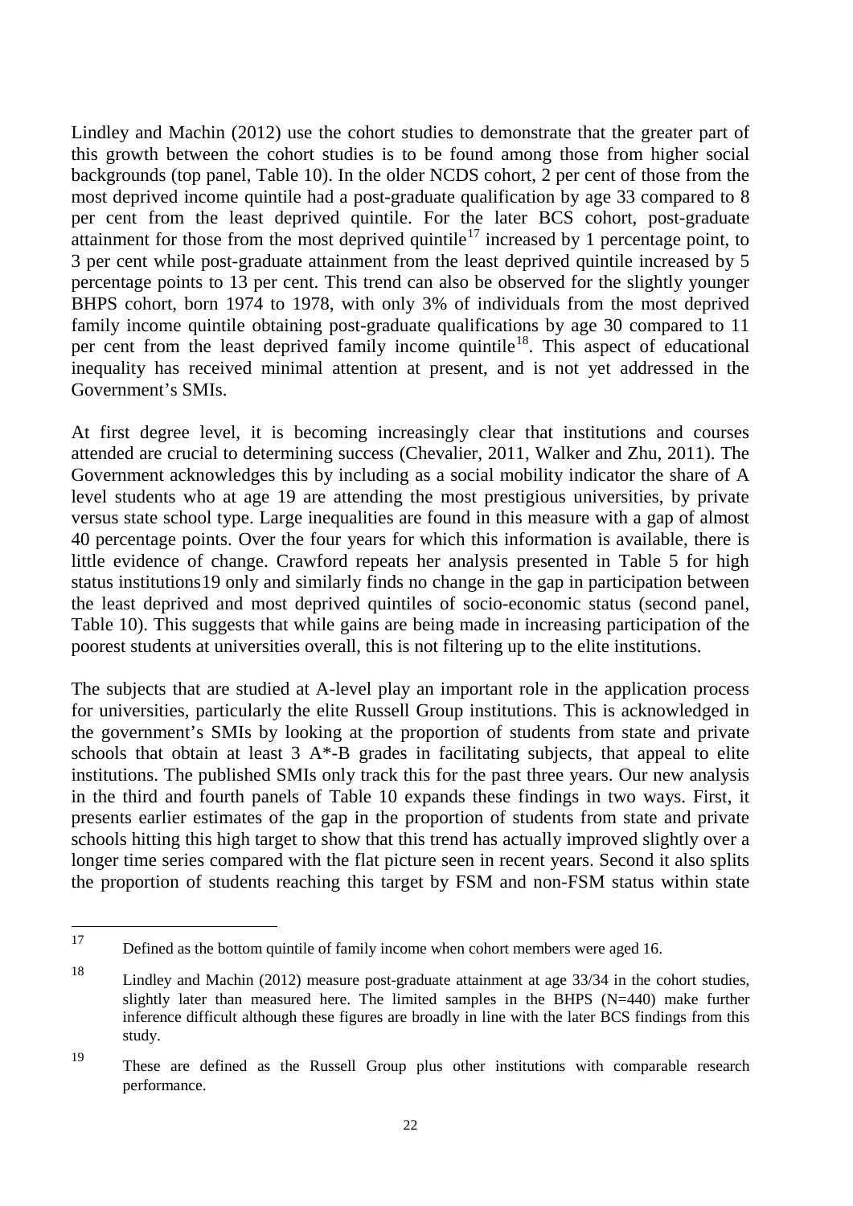Lindley and Machin (2012) use the cohort studies to demonstrate that the greater part of this growth between the cohort studies is to be found among those from higher social backgrounds (top panel, Table 10). In the older NCDS cohort, 2 per cent of those from the most deprived income quintile had a post-graduate qualification by age 33 compared to 8 per cent from the least deprived quintile. For the later BCS cohort, post-graduate attainment for those from the most deprived quintile[17] increased by 1 percentage point, to 3 per cent while post-graduate attainment from the least deprived quintile increased by 5 percentage points to 13 per cent. This trend can also be observed for the slightly younger BHPS cohort, born 1974 to 1978, with only 3% of individuals from the most deprived family income quintile obtaining post-graduate qualifications by age 30 compared to 11 per cent from the least deprived family income quintile[18]. This aspect of educational inequality has received minimal attention at present, and is not yet addressed in the Government's SMIs.

At first degree level, it is becoming increasingly clear that institutions and courses attended are crucial to determining success (Chevalier, 2011, Walker and Zhu, 2011). The Government acknowledges this by including as a social mobility indicator the share of A level students who at age 19 are attending the most prestigious universities, by private versus state school type. Large inequalities are found in this measure with a gap of almost 40 percentage points. Over the four years for which this information is available, there is little evidence of change. Crawford repeats her analysis presented in Table 5 for high status institutions19 only and similarly finds no change in the gap in participation between the least deprived and most deprived quintiles of socio-economic status (second panel, Table 10). This suggests that while gains are being made in increasing participation of the poorest students at universities overall, this is not filtering up to the elite institutions.

The subjects that are studied at A-level play an important role in the application process for universities, particularly the elite Russell Group institutions. This is acknowledged in the government's SMIs by looking at the proportion of students from state and private schools that obtain at least 3 A*-B grades in facilitating subjects, that appeal to elite institutions. The published SMIs only track this for the past three years. Our new analysis in the third and fourth panels of Table 10 expands these findings in two ways. First, it presents earlier estimates of the gap in the proportion of students from state and private schools hitting this high target to show that this trend has actually improved slightly over a longer time series compared with the flat picture seen in recent years. Second it also splits the proportion of students reaching this target by FSM and non-FSM status within state

---

[17] Defined as the bottom quintile of family income when cohort members were aged 16.

[18] Lindley and Machin (2012) measure post-graduate attainment at age 33/34 in the cohort studies, slightly later than measured here. The limited samples in the BHPS (N=440) make further inference difficult although these figures are broadly in line with the later BCS findings from this study.

[19] These are defined as the Russell Group plus other institutions with comparable research performance.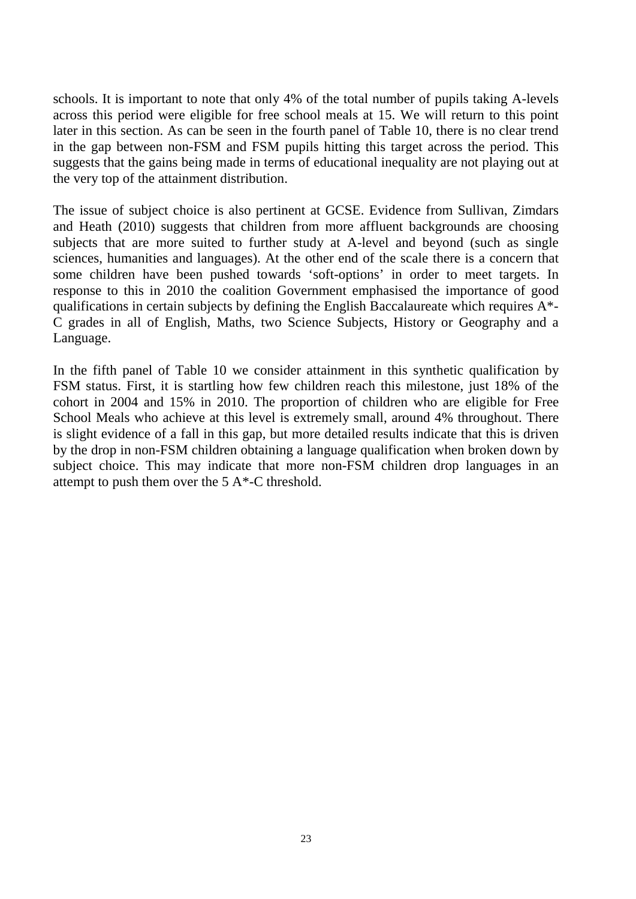schools. It is important to note that only 4% of the total number of pupils taking A-levels across this period were eligible for free school meals at 15. We will return to this point later in this section. As can be seen in the fourth panel of Table 10, there is no clear trend in the gap between non-FSM and FSM pupils hitting this target across the period. This suggests that the gains being made in terms of educational inequality are not playing out at the very top of the attainment distribution.

The issue of subject choice is also pertinent at GCSE. Evidence from Sullivan, Zimdars and Heath (2010) suggests that children from more affluent backgrounds are choosing subjects that are more suited to further study at A-level and beyond (such as single sciences, humanities and languages). At the other end of the scale there is a concern that some children have been pushed towards 'soft-options' in order to meet targets. In response to this in 2010 the coalition Government emphasised the importance of good qualifications in certain subjects by defining the English Baccalaureate which requires A*-C grades in all of English, Maths, two Science Subjects, History or Geography and a Language.

In the fifth panel of Table 10 we consider attainment in this synthetic qualification by FSM status. First, it is startling how few children reach this milestone, just 18% of the cohort in 2004 and 15% in 2010. The proportion of children who are eligible for Free School Meals who achieve at this level is extremely small, around 4% throughout. There is slight evidence of a fall in this gap, but more detailed results indicate that this is driven by the drop in non-FSM children obtaining a language qualification when broken down by subject choice. This may indicate that more non-FSM children drop languages in an attempt to push them over the 5 A*-C threshold.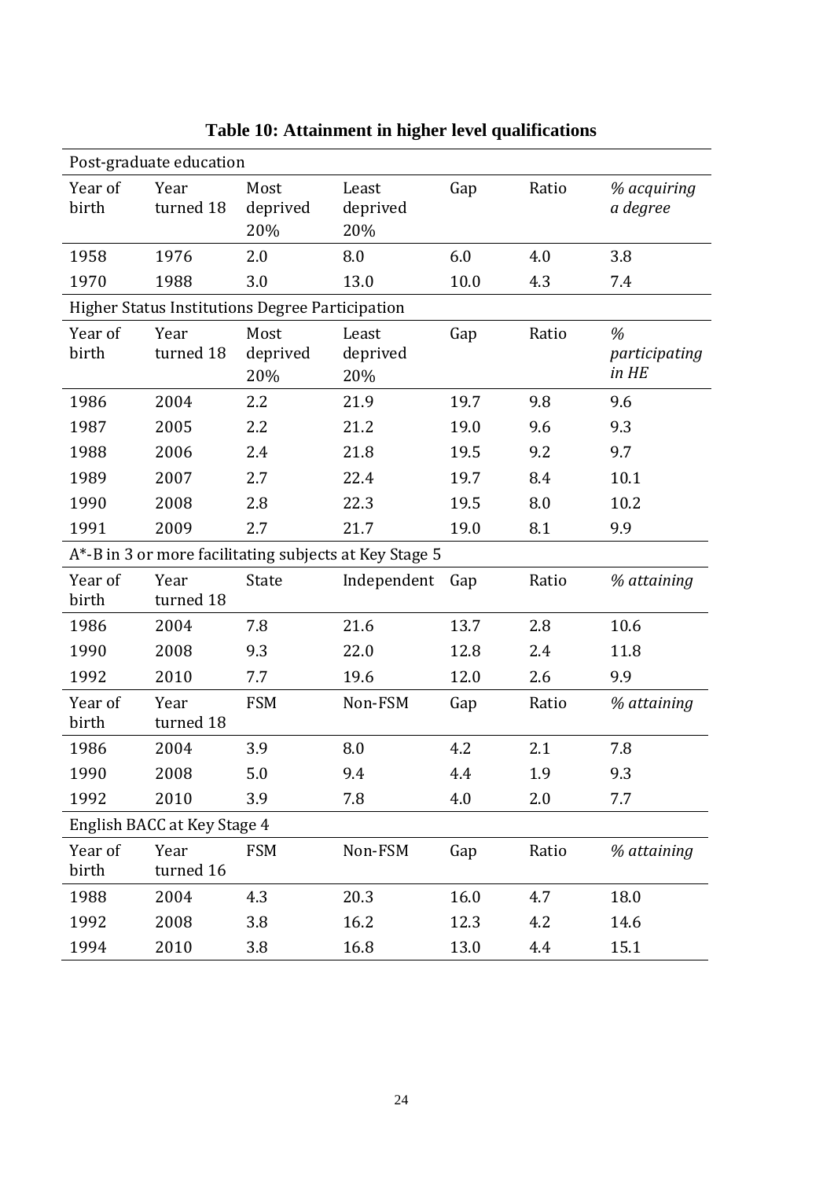**Table 10: Attainment in higher level qualifications**

| Post-graduate education | | | | | | |
|---|---|---|---|---|---|---|
| Year of birth | Year turned 18 | Most deprived 20% | Least deprived 20% | Gap | Ratio | *% acquiring a degree* |
| 1958 | 1976 | 2.0 | 8.0 | 6.0 | 4.0 | 3.8 |
| 1970 | 1988 | 3.0 | 13.0 | 10.0 | 4.3 | 7.4 |
| **Higher Status Institutions Degree Participation** | | | | | | |
| Year of birth | Year turned 18 | Most deprived 20% | Least deprived 20% | Gap | Ratio | *% participating in HE* |
| 1986 | 2004 | 2.2 | 21.9 | 19.7 | 9.8 | 9.6 |
| 1987 | 2005 | 2.2 | 21.2 | 19.0 | 9.6 | 9.3 |
| 1988 | 2006 | 2.4 | 21.8 | 19.5 | 9.2 | 9.7 |
| 1989 | 2007 | 2.7 | 22.4 | 19.7 | 8.4 | 10.1 |
| 1990 | 2008 | 2.8 | 22.3 | 19.5 | 8.0 | 10.2 |
| 1991 | 2009 | 2.7 | 21.7 | 19.0 | 8.1 | 9.9 |
| **A*-B in 3 or more facilitating subjects at Key Stage 5** | | | | | | |
| Year of birth | Year turned 18 | State | Independent | Gap | Ratio | *% attaining* |
| 1986 | 2004 | 7.8 | 21.6 | 13.7 | 2.8 | 10.6 |
| 1990 | 2008 | 9.3 | 22.0 | 12.8 | 2.4 | 11.8 |
| 1992 | 2010 | 7.7 | 19.6 | 12.0 | 2.6 | 9.9 |
| Year of birth | Year turned 18 | FSM | Non-FSM | Gap | Ratio | *% attaining* |
| 1986 | 2004 | 3.9 | 8.0 | 4.2 | 2.1 | 7.8 |
| 1990 | 2008 | 5.0 | 9.4 | 4.4 | 1.9 | 9.3 |
| 1992 | 2010 | 3.9 | 7.8 | 4.0 | 2.0 | 7.7 |
| **English BACC at Key Stage 4** | | | | | | |
| Year of birth | Year turned 16 | FSM | Non-FSM | Gap | Ratio | *% attaining* |
| 1988 | 2004 | 4.3 | 20.3 | 16.0 | 4.7 | 18.0 |
| 1992 | 2008 | 3.8 | 16.2 | 12.3 | 4.2 | 14.6 |
| 1994 | 2010 | 3.8 | 16.8 | 13.0 | 4.4 | 15.1 |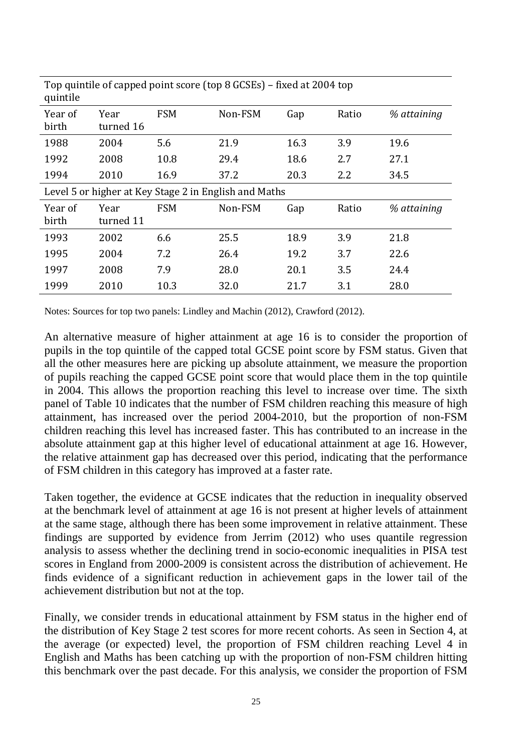| Top quintile of capped point score (top 8 GCSEs) – fixed at 2004 top quintile | | | | | | |
|---|---|---|---|---|---|---|
| Year of birth | Year turned 16 | FSM | Non-FSM | Gap | Ratio | *% attaining* |
| 1988 | 2004 | 5.6 | 21.9 | 16.3 | 3.9 | 19.6 |
| 1992 | 2008 | 10.8 | 29.4 | 18.6 | 2.7 | 27.1 |
| 1994 | 2010 | 16.9 | 37.2 | 20.3 | 2.2 | 34.5 |
| **Level 5 or higher at Key Stage 2 in English and Maths** | | | | | | |
| Year of birth | Year turned 11 | FSM | Non-FSM | Gap | Ratio | *% attaining* |
| 1993 | 2002 | 6.6 | 25.5 | 18.9 | 3.9 | 21.8 |
| 1995 | 2004 | 7.2 | 26.4 | 19.2 | 3.7 | 22.6 |
| 1997 | 2008 | 7.9 | 28.0 | 20.1 | 3.5 | 24.4 |
| 1999 | 2010 | 10.3 | 32.0 | 21.7 | 3.1 | 28.0 |

Notes: Sources for top two panels: Lindley and Machin (2012), Crawford (2012).

An alternative measure of higher attainment at age 16 is to consider the proportion of pupils in the top quintile of the capped total GCSE point score by FSM status. Given that all the other measures here are picking up absolute attainment, we measure the proportion of pupils reaching the capped GCSE point score that would place them in the top quintile in 2004. This allows the proportion reaching this level to increase over time. The sixth panel of Table 10 indicates that the number of FSM children reaching this measure of high attainment, has increased over the period 2004-2010, but the proportion of non-FSM children reaching this level has increased faster. This has contributed to an increase in the absolute attainment gap at this higher level of educational attainment at age 16. However, the relative attainment gap has decreased over this period, indicating that the performance of FSM children in this category has improved at a faster rate.

Taken together, the evidence at GCSE indicates that the reduction in inequality observed at the benchmark level of attainment at age 16 is not present at higher levels of attainment at the same stage, although there has been some improvement in relative attainment. These findings are supported by evidence from Jerrim (2012) who uses quantile regression analysis to assess whether the declining trend in socio-economic inequalities in PISA test scores in England from 2000-2009 is consistent across the distribution of achievement. He finds evidence of a significant reduction in achievement gaps in the lower tail of the achievement distribution but not at the top.

Finally, we consider trends in educational attainment by FSM status in the higher end of the distribution of Key Stage 2 test scores for more recent cohorts. As seen in Section 4, at the average (or expected) level, the proportion of FSM children reaching Level 4 in English and Maths has been catching up with the proportion of non-FSM children hitting this benchmark over the past decade. For this analysis, we consider the proportion of FSM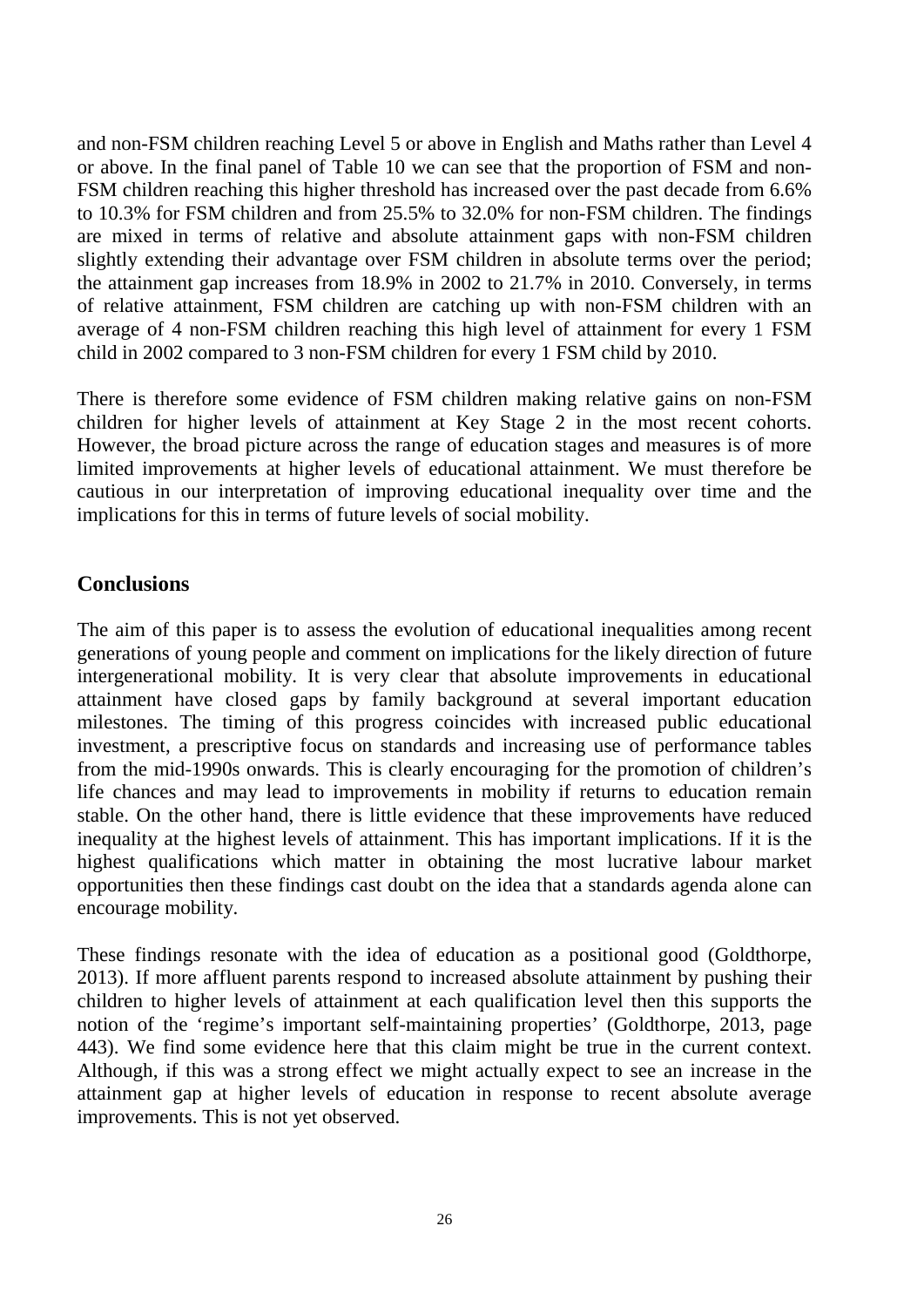and non-FSM children reaching Level 5 or above in English and Maths rather than Level 4 or above. In the final panel of Table 10 we can see that the proportion of FSM and non-FSM children reaching this higher threshold has increased over the past decade from 6.6% to 10.3% for FSM children and from 25.5% to 32.0% for non-FSM children. The findings are mixed in terms of relative and absolute attainment gaps with non-FSM children slightly extending their advantage over FSM children in absolute terms over the period; the attainment gap increases from 18.9% in 2002 to 21.7% in 2010. Conversely, in terms of relative attainment, FSM children are catching up with non-FSM children with an average of 4 non-FSM children reaching this high level of attainment for every 1 FSM child in 2002 compared to 3 non-FSM children for every 1 FSM child by 2010.

There is therefore some evidence of FSM children making relative gains on non-FSM children for higher levels of attainment at Key Stage 2 in the most recent cohorts. However, the broad picture across the range of education stages and measures is of more limited improvements at higher levels of educational attainment. We must therefore be cautious in our interpretation of improving educational inequality over time and the implications for this in terms of future levels of social mobility.

## Conclusions

The aim of this paper is to assess the evolution of educational inequalities among recent generations of young people and comment on implications for the likely direction of future intergenerational mobility. It is very clear that absolute improvements in educational attainment have closed gaps by family background at several important education milestones. The timing of this progress coincides with increased public educational investment, a prescriptive focus on standards and increasing use of performance tables from the mid-1990s onwards. This is clearly encouraging for the promotion of children's life chances and may lead to improvements in mobility if returns to education remain stable. On the other hand, there is little evidence that these improvements have reduced inequality at the highest levels of attainment. This has important implications. If it is the highest qualifications which matter in obtaining the most lucrative labour market opportunities then these findings cast doubt on the idea that a standards agenda alone can encourage mobility.

These findings resonate with the idea of education as a positional good (Goldthorpe, 2013). If more affluent parents respond to increased absolute attainment by pushing their children to higher levels of attainment at each qualification level then this supports the notion of the 'regime's important self-maintaining properties' (Goldthorpe, 2013, page 443). We find some evidence here that this claim might be true in the current context. Although, if this was a strong effect we might actually expect to see an increase in the attainment gap at higher levels of education in response to recent absolute average improvements. This is not yet observed.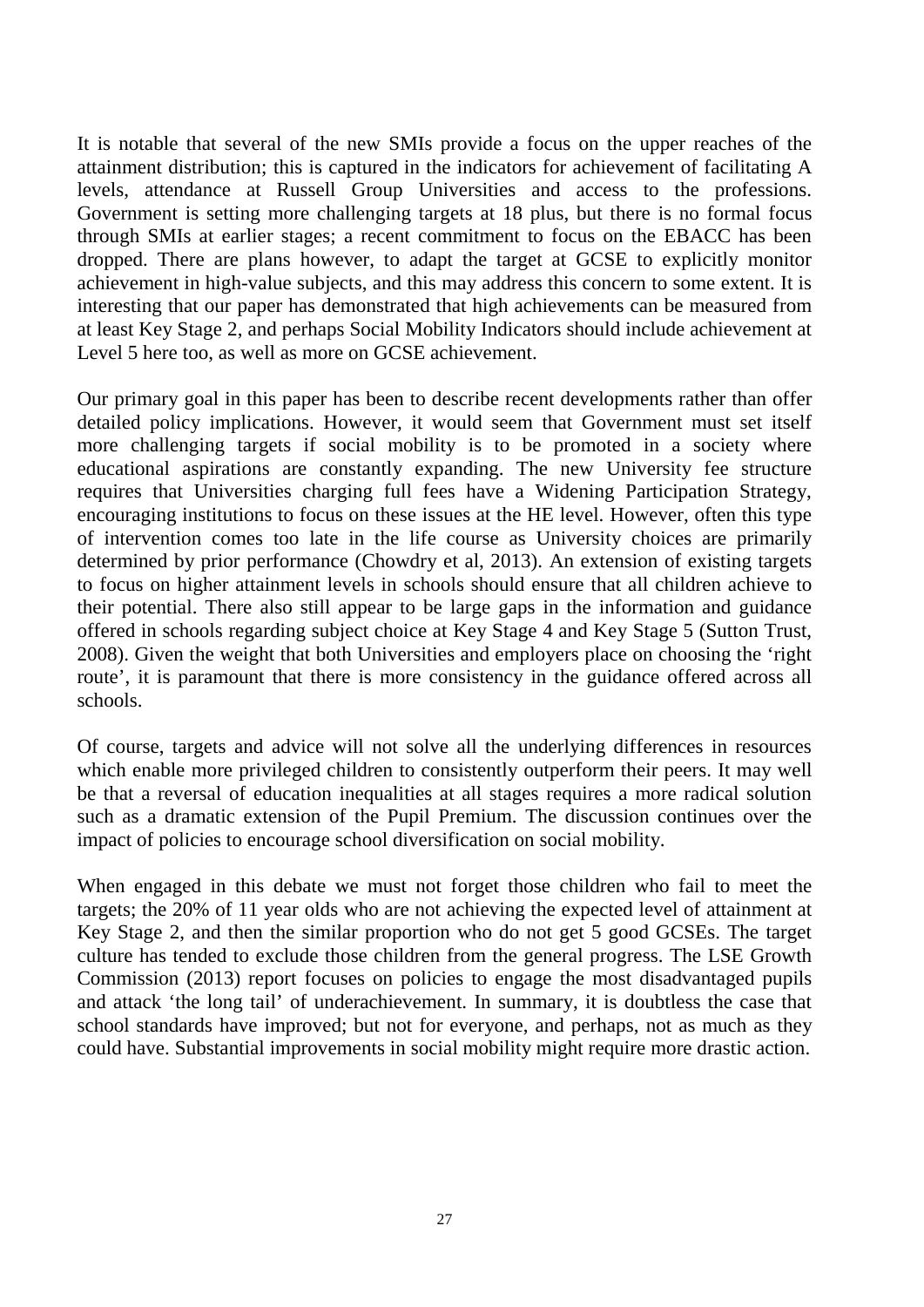It is notable that several of the new SMIs provide a focus on the upper reaches of the attainment distribution; this is captured in the indicators for achievement of facilitating A levels, attendance at Russell Group Universities and access to the professions. Government is setting more challenging targets at 18 plus, but there is no formal focus through SMIs at earlier stages; a recent commitment to focus on the EBACC has been dropped. There are plans however, to adapt the target at GCSE to explicitly monitor achievement in high-value subjects, and this may address this concern to some extent. It is interesting that our paper has demonstrated that high achievements can be measured from at least Key Stage 2, and perhaps Social Mobility Indicators should include achievement at Level 5 here too, as well as more on GCSE achievement.

Our primary goal in this paper has been to describe recent developments rather than offer detailed policy implications. However, it would seem that Government must set itself more challenging targets if social mobility is to be promoted in a society where educational aspirations are constantly expanding. The new University fee structure requires that Universities charging full fees have a Widening Participation Strategy, encouraging institutions to focus on these issues at the HE level. However, often this type of intervention comes too late in the life course as University choices are primarily determined by prior performance (Chowdry et al, 2013). An extension of existing targets to focus on higher attainment levels in schools should ensure that all children achieve to their potential. There also still appear to be large gaps in the information and guidance offered in schools regarding subject choice at Key Stage 4 and Key Stage 5 (Sutton Trust, 2008). Given the weight that both Universities and employers place on choosing the 'right route', it is paramount that there is more consistency in the guidance offered across all schools.

Of course, targets and advice will not solve all the underlying differences in resources which enable more privileged children to consistently outperform their peers. It may well be that a reversal of education inequalities at all stages requires a more radical solution such as a dramatic extension of the Pupil Premium. The discussion continues over the impact of policies to encourage school diversification on social mobility.

When engaged in this debate we must not forget those children who fail to meet the targets; the 20% of 11 year olds who are not achieving the expected level of attainment at Key Stage 2, and then the similar proportion who do not get 5 good GCSEs. The target culture has tended to exclude those children from the general progress. The LSE Growth Commission (2013) report focuses on policies to engage the most disadvantaged pupils and attack 'the long tail' of underachievement. In summary, it is doubtless the case that school standards have improved; but not for everyone, and perhaps, not as much as they could have. Substantial improvements in social mobility might require more drastic action.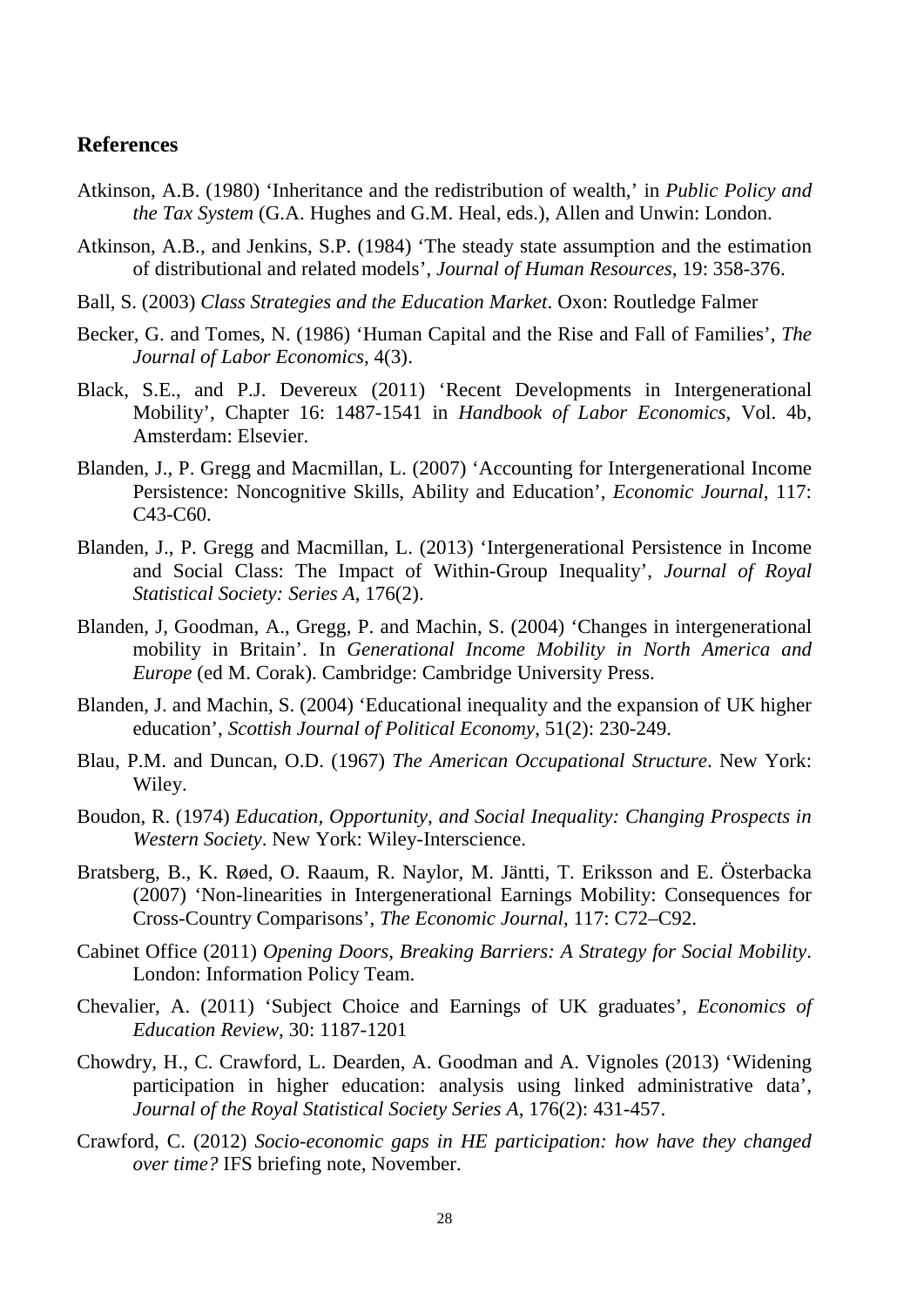## References

Atkinson, A.B. (1980) 'Inheritance and the redistribution of wealth,' in *Public Policy and the Tax System* (G.A. Hughes and G.M. Heal, eds.), Allen and Unwin: London.

Atkinson, A.B., and Jenkins, S.P. (1984) 'The steady state assumption and the estimation of distributional and related models', *Journal of Human Resources*, 19: 358-376.

Ball, S. (2003) *Class Strategies and the Education Market*. Oxon: Routledge Falmer

Becker, G. and Tomes, N. (1986) 'Human Capital and the Rise and Fall of Families', *The Journal of Labor Economics*, 4(3).

Black, S.E., and P.J. Devereux (2011) 'Recent Developments in Intergenerational Mobility', Chapter 16: 1487-1541 in *Handbook of Labor Economics*, Vol. 4b, Amsterdam: Elsevier.

Blanden, J., P. Gregg and Macmillan, L. (2007) 'Accounting for Intergenerational Income Persistence: Noncognitive Skills, Ability and Education', *Economic Journal*, 117: C43-C60.

Blanden, J., P. Gregg and Macmillan, L. (2013) 'Intergenerational Persistence in Income and Social Class: The Impact of Within-Group Inequality', *Journal of Royal Statistical Society: Series A*, 176(2).

Blanden, J, Goodman, A., Gregg, P. and Machin, S. (2004) 'Changes in intergenerational mobility in Britain'. In *Generational Income Mobility in North America and Europe* (ed M. Corak). Cambridge: Cambridge University Press.

Blanden, J. and Machin, S. (2004) 'Educational inequality and the expansion of UK higher education', *Scottish Journal of Political Economy*, 51(2): 230-249.

Blau, P.M. and Duncan, O.D. (1967) *The American Occupational Structure*. New York: Wiley.

Boudon, R. (1974) *Education, Opportunity, and Social Inequality: Changing Prospects in Western Society*. New York: Wiley-Interscience.

Bratsberg, B., K. Røed, O. Raaum, R. Naylor, M. Jäntti, T. Eriksson and E. Österbacka (2007) 'Non-linearities in Intergenerational Earnings Mobility: Consequences for Cross-Country Comparisons', *The Economic Journal*, 117: C72–C92.

Cabinet Office (2011) *Opening Doors, Breaking Barriers: A Strategy for Social Mobility*. London: Information Policy Team.

Chevalier, A. (2011) 'Subject Choice and Earnings of UK graduates', *Economics of Education Review*, 30: 1187-1201

Chowdry, H., C. Crawford, L. Dearden, A. Goodman and A. Vignoles (2013) 'Widening participation in higher education: analysis using linked administrative data', *Journal of the Royal Statistical Society Series A*, 176(2): 431-457.

Crawford, C. (2012) *Socio-economic gaps in HE participation: how have they changed over time?* IFS briefing note, November.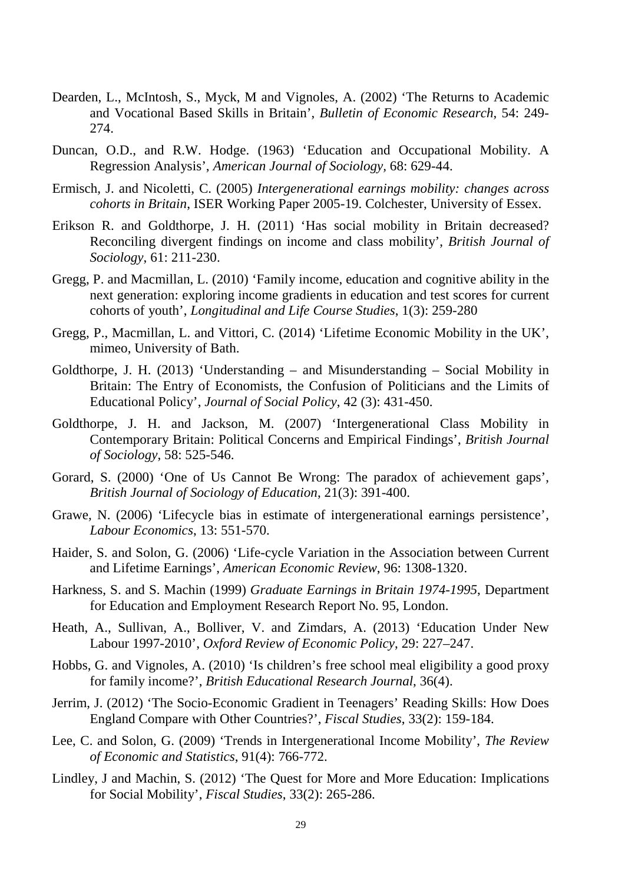Dearden, L., McIntosh, S., Myck, M and Vignoles, A. (2002) 'The Returns to Academic and Vocational Based Skills in Britain', *Bulletin of Economic Research*, 54: 249-274.

Duncan, O.D., and R.W. Hodge. (1963) 'Education and Occupational Mobility. A Regression Analysis', *American Journal of Sociology*, 68: 629-44.

Ermisch, J. and Nicoletti, C. (2005) *Intergenerational earnings mobility: changes across cohorts in Britain*, ISER Working Paper 2005-19. Colchester, University of Essex.

Erikson R. and Goldthorpe, J. H. (2011) 'Has social mobility in Britain decreased? Reconciling divergent findings on income and class mobility', *British Journal of Sociology*, 61: 211-230.

Gregg, P. and Macmillan, L. (2010) 'Family income, education and cognitive ability in the next generation: exploring income gradients in education and test scores for current cohorts of youth', *Longitudinal and Life Course Studies*, 1(3): 259-280

Gregg, P., Macmillan, L. and Vittori, C. (2014) 'Lifetime Economic Mobility in the UK', mimeo, University of Bath.

Goldthorpe, J. H. (2013) 'Understanding – and Misunderstanding – Social Mobility in Britain: The Entry of Economists, the Confusion of Politicians and the Limits of Educational Policy', *Journal of Social Policy*, 42 (3): 431-450.

Goldthorpe, J. H. and Jackson, M. (2007) 'Intergenerational Class Mobility in Contemporary Britain: Political Concerns and Empirical Findings', *British Journal of Sociology*, 58: 525-546.

Gorard, S. (2000) 'One of Us Cannot Be Wrong: The paradox of achievement gaps', *British Journal of Sociology of Education*, 21(3): 391-400.

Grawe, N. (2006) 'Lifecycle bias in estimate of intergenerational earnings persistence', *Labour Economics*, 13: 551-570.

Haider, S. and Solon, G. (2006) 'Life-cycle Variation in the Association between Current and Lifetime Earnings', *American Economic Review*, 96: 1308-1320.

Harkness, S. and S. Machin (1999) *Graduate Earnings in Britain 1974-1995*, Department for Education and Employment Research Report No. 95, London.

Heath, A., Sullivan, A., Bolliver, V. and Zimdars, A. (2013) 'Education Under New Labour 1997-2010', *Oxford Review of Economic Policy*, 29: 227–247.

Hobbs, G. and Vignoles, A. (2010) 'Is children's free school meal eligibility a good proxy for family income?', *British Educational Research Journal*, 36(4).

Jerrim, J. (2012) 'The Socio-Economic Gradient in Teenagers' Reading Skills: How Does England Compare with Other Countries?', *Fiscal Studies*, 33(2): 159-184.

Lee, C. and Solon, G. (2009) 'Trends in Intergenerational Income Mobility', *The Review of Economic and Statistics*, 91(4): 766-772.

Lindley, J and Machin, S. (2012) 'The Quest for More and More Education: Implications for Social Mobility', *Fiscal Studies*, 33(2): 265-286.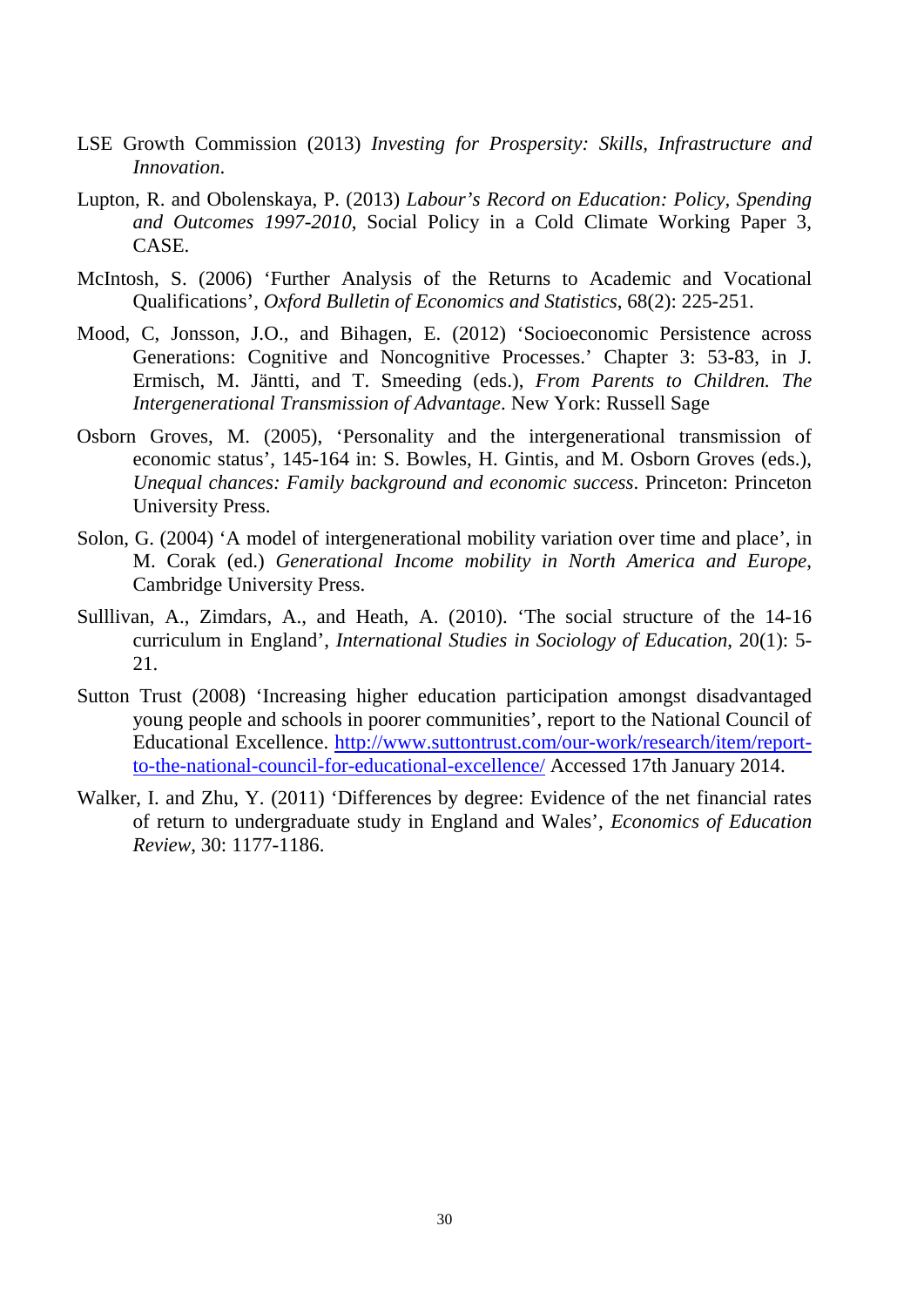LSE Growth Commission (2013) *Investing for Prosperity: Skills, Infrastructure and Innovation*.

Lupton, R. and Obolenskaya, P. (2013) *Labour's Record on Education: Policy, Spending and Outcomes 1997-2010*, Social Policy in a Cold Climate Working Paper 3, CASE.

McIntosh, S. (2006) 'Further Analysis of the Returns to Academic and Vocational Qualifications', *Oxford Bulletin of Economics and Statistics*, 68(2): 225-251.

Mood, C, Jonsson, J.O., and Bihagen, E. (2012) 'Socioeconomic Persistence across Generations: Cognitive and Noncognitive Processes.' Chapter 3: 53-83, in J. Ermisch, M. Jäntti, and T. Smeeding (eds.), *From Parents to Children. The Intergenerational Transmission of Advantage*. New York: Russell Sage

Osborn Groves, M. (2005), 'Personality and the intergenerational transmission of economic status', 145-164 in: S. Bowles, H. Gintis, and M. Osborn Groves (eds.), *Unequal chances: Family background and economic success*. Princeton: Princeton University Press.

Solon, G. (2004) 'A model of intergenerational mobility variation over time and place', in M. Corak (ed.) *Generational Income mobility in North America and Europe*, Cambridge University Press.

Sulllivan, A., Zimdars, A., and Heath, A. (2010). 'The social structure of the 14-16 curriculum in England', *International Studies in Sociology of Education*, 20(1): 5-21.

Sutton Trust (2008) 'Increasing higher education participation amongst disadvantaged young people and schools in poorer communities', report to the National Council of Educational Excellence. [http://www.suttontrust.com/our-work/research/item/report-to-the-national-council-for-educational-excellence/](http://www.suttontrust.com/our-work/research/item/report-to-the-national-council-for-educational-excellence/) Accessed 17th January 2014.

Walker, I. and Zhu, Y. (2011) 'Differences by degree: Evidence of the net financial rates of return to undergraduate study in England and Wales', *Economics of Education Review*, 30: 1177-1186.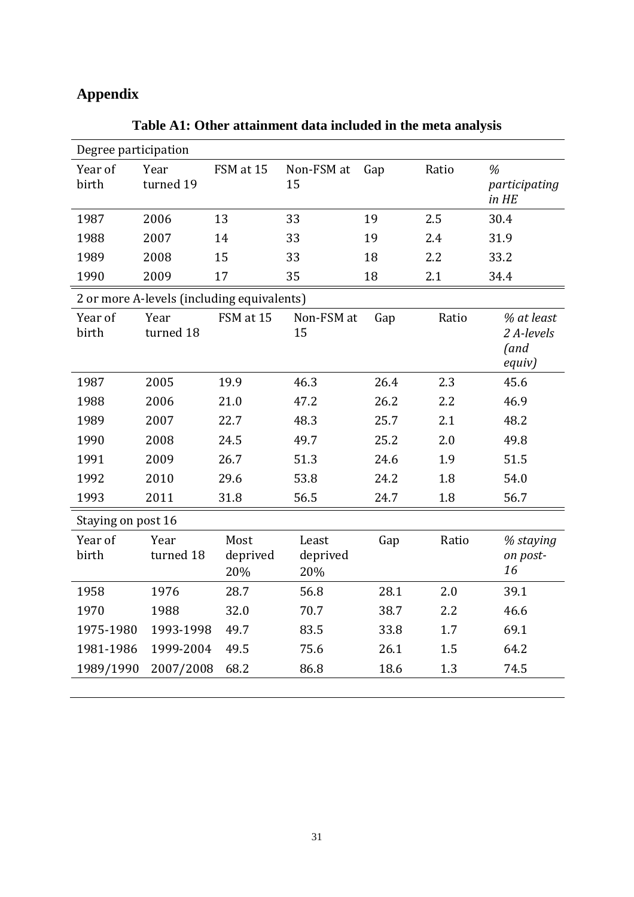## Appendix

**Table A1: Other attainment data included in the meta analysis**

| Degree participation | | | | | | |
|---|---|---|---|---|---|---|
| Year of birth | Year turned 19 | FSM at 15 | Non-FSM at 15 | Gap | Ratio | *% participating in HE* |
| 1987 | 2006 | 13 | 33 | 19 | 2.5 | 30.4 |
| 1988 | 2007 | 14 | 33 | 19 | 2.4 | 31.9 |
| 1989 | 2008 | 15 | 33 | 18 | 2.2 | 33.2 |
| 1990 | 2009 | 17 | 35 | 18 | 2.1 | 34.4 |
| **2 or more A-levels (including equivalents)** | | | | | | |
| Year of birth | Year turned 18 | FSM at 15 | Non-FSM at 15 | Gap | Ratio | *% at least 2 A-levels (and equiv)* |
| 1987 | 2005 | 19.9 | 46.3 | 26.4 | 2.3 | 45.6 |
| 1988 | 2006 | 21.0 | 47.2 | 26.2 | 2.2 | 46.9 |
| 1989 | 2007 | 22.7 | 48.3 | 25.7 | 2.1 | 48.2 |
| 1990 | 2008 | 24.5 | 49.7 | 25.2 | 2.0 | 49.8 |
| 1991 | 2009 | 26.7 | 51.3 | 24.6 | 1.9 | 51.5 |
| 1992 | 2010 | 29.6 | 53.8 | 24.2 | 1.8 | 54.0 |
| 1993 | 2011 | 31.8 | 56.5 | 24.7 | 1.8 | 56.7 |
| **Staying on post 16** | | | | | | |
| Year of birth | Year turned 18 | Most deprived 20% | Least deprived 20% | Gap | Ratio | *% staying on post-16* |
| 1958 | 1976 | 28.7 | 56.8 | 28.1 | 2.0 | 39.1 |
| 1970 | 1988 | 32.0 | 70.7 | 38.7 | 2.2 | 46.6 |
| 1975-1980 | 1993-1998 | 49.7 | 83.5 | 33.8 | 1.7 | 69.1 |
| 1981-1986 | 1999-2004 | 49.5 | 75.6 | 26.1 | 1.5 | 64.2 |
| 1989/1990 | 2007/2008 | 68.2 | 86.8 | 18.6 | 1.3 | 74.5 |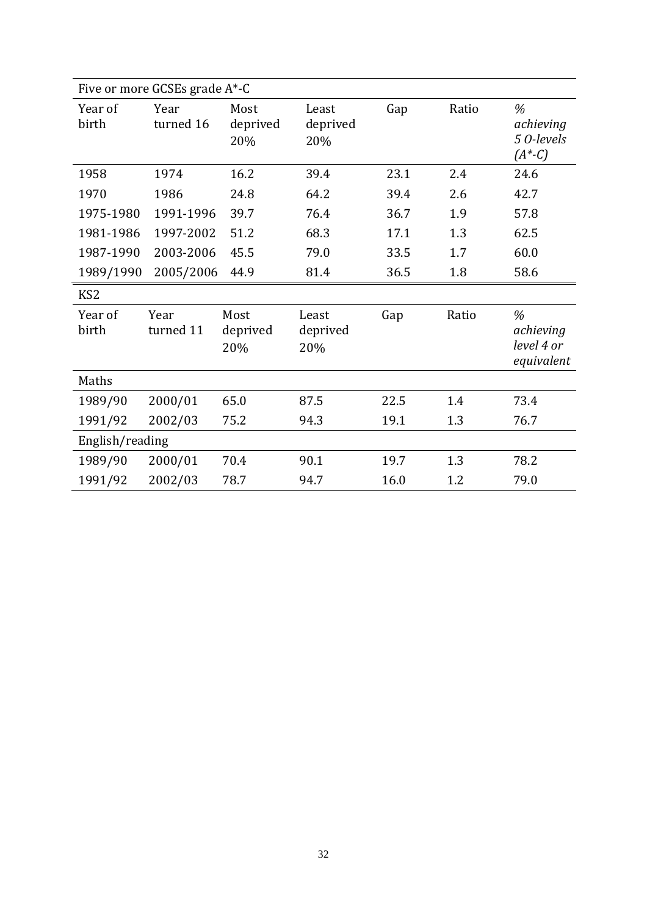| Five or more GCSEs grade A*-C | | | | | | |
|---|---|---|---|---|---|---|
| Year of birth | Year turned 16 | Most deprived 20% | Least deprived 20% | Gap | Ratio | *% achieving 5 O-levels (A*-C)* |
| 1958 | 1974 | 16.2 | 39.4 | 23.1 | 2.4 | 24.6 |
| 1970 | 1986 | 24.8 | 64.2 | 39.4 | 2.6 | 42.7 |
| 1975-1980 | 1991-1996 | 39.7 | 76.4 | 36.7 | 1.9 | 57.8 |
| 1981-1986 | 1997-2002 | 51.2 | 68.3 | 17.1 | 1.3 | 62.5 |
| 1987-1990 | 2003-2006 | 45.5 | 79.0 | 33.5 | 1.7 | 60.0 |
| 1989/1990 | 2005/2006 | 44.9 | 81.4 | 36.5 | 1.8 | 58.6 |

| KS2 | | | | | | |
|---|---|---|---|---|---|---|
| Year of birth | Year turned 11 | Most deprived 20% | Least deprived 20% | Gap | Ratio | *% achieving level 4 or equivalent* |
| Maths | | | | | | |
| 1989/90 | 2000/01 | 65.0 | 87.5 | 22.5 | 1.4 | 73.4 |
| 1991/92 | 2002/03 | 75.2 | 94.3 | 19.1 | 1.3 | 76.7 |
| English/reading | | | | | | |
| 1989/90 | 2000/01 | 70.4 | 90.1 | 19.7 | 1.3 | 78.2 |
| 1991/92 | 2002/03 | 78.7 | 94.7 | 16.0 | 1.2 | 79.0 |